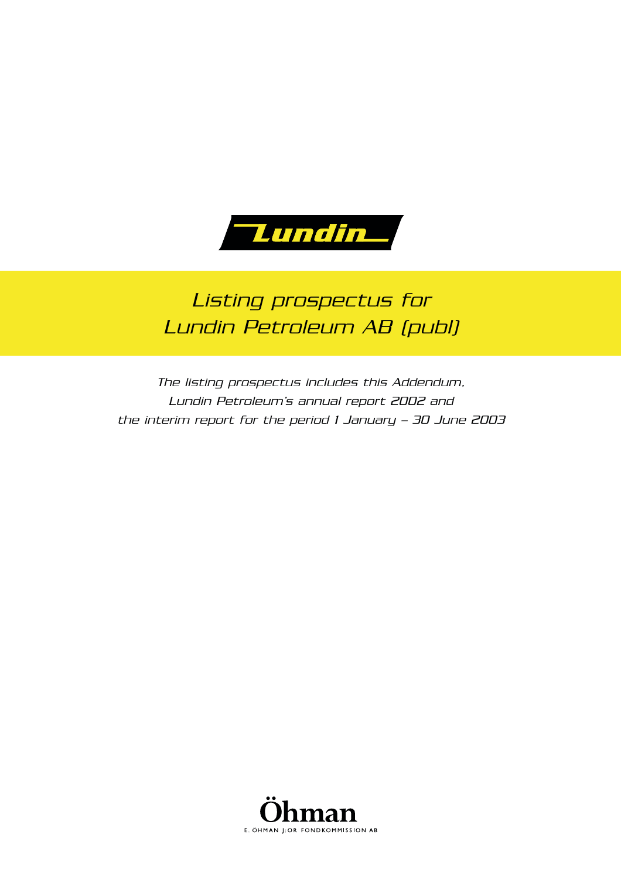Lundin

# Listing prospectus for Lundin Petroleum AB (publ)

*The listing prospectus includes this Addendum, Lundin Petroleum's annual report 2002 and the interim report for the period 1 January – 30 June 2003*

Öhman

E. ÖHMAN J:OR FONDKOMMISSION AB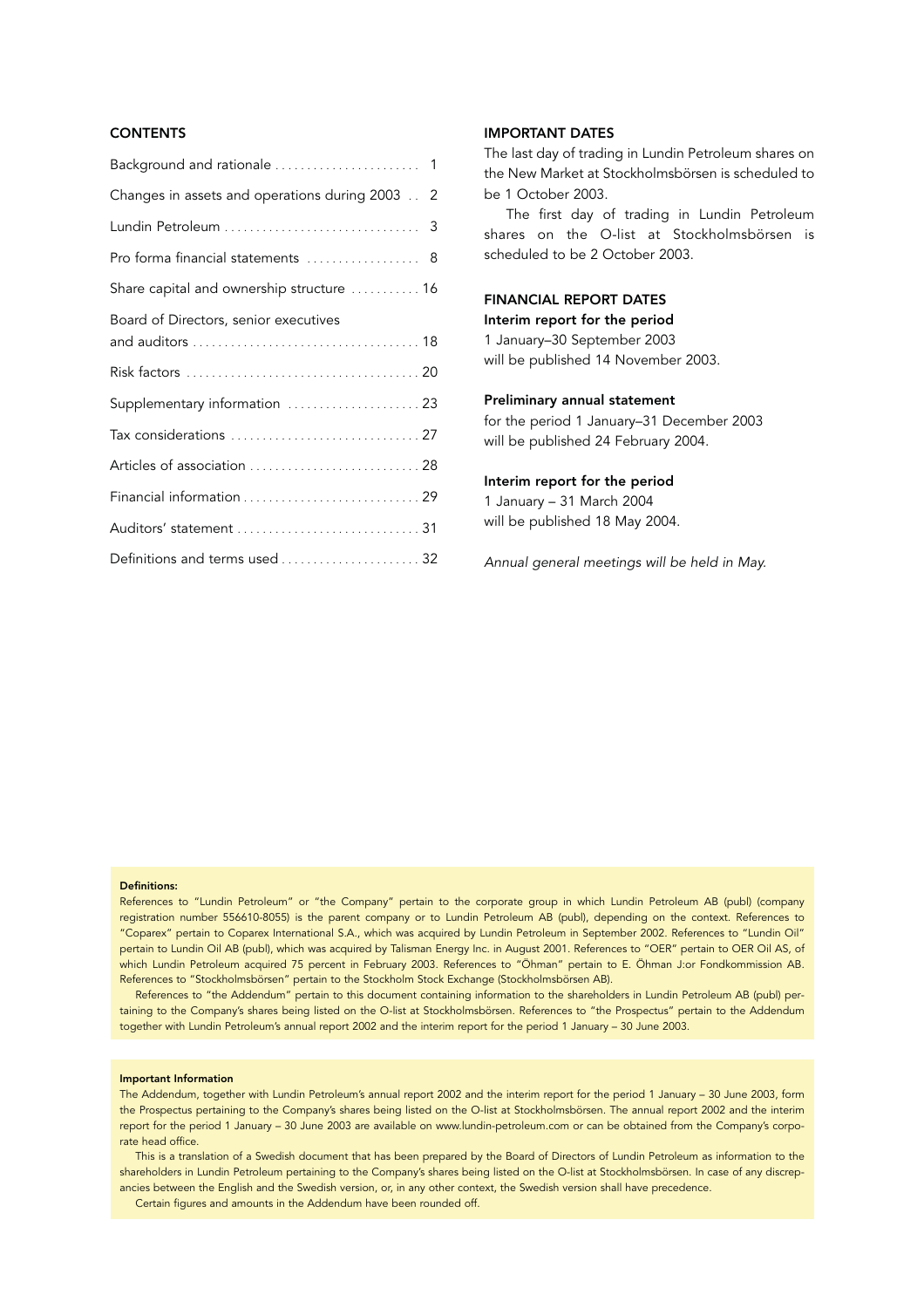## CONTENTS

| | |
|---|---|
| Background and rationale | 1 |
| Changes in assets and operations during 2003 | 2 |
| Lundin Petroleum | 3 |
| Pro forma financial statements | 8 |
| Share capital and ownership structure | 16 |
| Board of Directors, senior executives and auditors | 18 |
| Risk factors | 20 |
| Supplementary information | 23 |
| Tax considerations | 27 |
| Articles of association | 28 |
| Financial information | 29 |
| Auditors' statement | 31 |
| Definitions and terms used | 32 |

## IMPORTANT DATES

The last day of trading in Lundin Petroleum shares on the New Market at Stockholmsbörsen is scheduled to be 1 October 2003.

The first day of trading in Lundin Petroleum shares on the O-list at Stockholmsbörsen is scheduled to be 2 October 2003.

## FINANCIAL REPORT DATES

**Interim report for the period**
1 January–30 September 2003
will be published 14 November 2003.

**Preliminary annual statement**
for the period 1 January–31 December 2003
will be published 24 February 2004.

**Interim report for the period**
1 January – 31 March 2004
will be published 18 May 2004.

*Annual general meetings will be held in May.*

**Definitions:**

References to "Lundin Petroleum" or "the Company" pertain to the corporate group in which Lundin Petroleum AB (publ) (company registration number 556610-8055) is the parent company or to Lundin Petroleum AB (publ), depending on the context. References to "Coparex" pertain to Coparex International S.A., which was acquired by Lundin Petroleum in September 2002. References to "Lundin Oil" pertain to Lundin Oil AB (publ), which was acquired by Talisman Energy Inc. in August 2001. References to "OER" pertain to OER Oil AS, of which Lundin Petroleum acquired 75 percent in February 2003. References to "Öhman" pertain to E. Öhman J:or Fondkommission AB. References to "Stockholmsbörsen" pertain to the Stockholm Stock Exchange (Stockholmsbörsen AB).

References to "the Addendum" pertain to this document containing information to the shareholders in Lundin Petroleum AB (publ) pertaining to the Company's shares being listed on the O-list at Stockholmsbörsen. References to "the Prospectus" pertain to the Addendum together with Lundin Petroleum's annual report 2002 and the interim report for the period 1 January – 30 June 2003.

**Important Information**

The Addendum, together with Lundin Petroleum's annual report 2002 and the interim report for the period 1 January – 30 June 2003, form the Prospectus pertaining to the Company's shares being listed on the O-list at Stockholmsbörsen. The annual report 2002 and the interim report for the period 1 January – 30 June 2003 are available on www.lundin-petroleum.com or can be obtained from the Company's corporate head office.

This is a translation of a Swedish document that has been prepared by the Board of Directors of Lundin Petroleum as information to the shareholders in Lundin Petroleum pertaining to the Company's shares being listed on the O-list at Stockholmsbörsen. In case of any discrepancies between the English and the Swedish version, or, in any other context, the Swedish version shall have precedence.

Certain figures and amounts in the Addendum have been rounded off.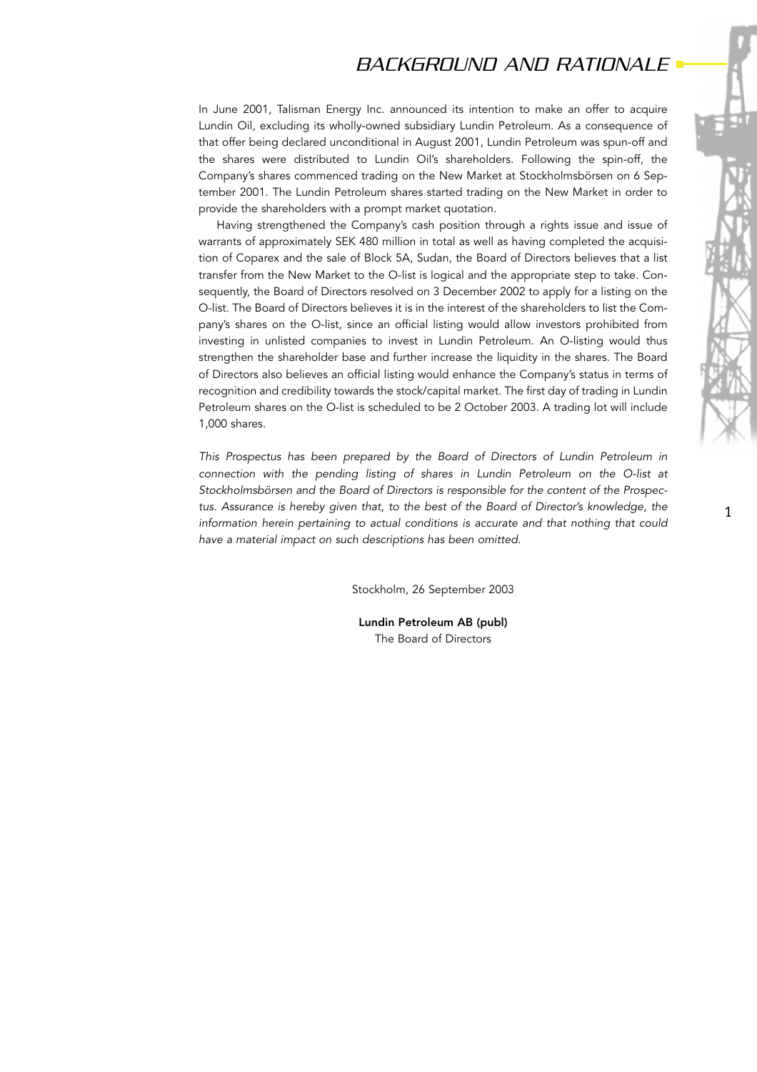# BACKGROUND AND RATIONALE

In June 2001, Talisman Energy Inc. announced its intention to make an offer to acquire Lundin Oil, excluding its wholly-owned subsidiary Lundin Petroleum. As a consequence of that offer being declared unconditional in August 2001, Lundin Petroleum was spun-off and the shares were distributed to Lundin Oil's shareholders. Following the spin-off, the Company's shares commenced trading on the New Market at Stockholmsbörsen on 6 September 2001. The Lundin Petroleum shares started trading on the New Market in order to provide the shareholders with a prompt market quotation.

Having strengthened the Company's cash position through a rights issue and issue of warrants of approximately SEK 480 million in total as well as having completed the acquisition of Coparex and the sale of Block 5A, Sudan, the Board of Directors believes that a list transfer from the New Market to the O-list is logical and the appropriate step to take. Consequently, the Board of Directors resolved on 3 December 2002 to apply for a listing on the O-list. The Board of Directors believes it is in the interest of the shareholders to list the Company's shares on the O-list, since an official listing would allow investors prohibited from investing in unlisted companies to invest in Lundin Petroleum. An O-listing would thus strengthen the shareholder base and further increase the liquidity in the shares. The Board of Directors also believes an official listing would enhance the Company's status in terms of recognition and credibility towards the stock/capital market. The first day of trading in Lundin Petroleum shares on the O-list is scheduled to be 2 October 2003. A trading lot will include 1,000 shares.

*This Prospectus has been prepared by the Board of Directors of Lundin Petroleum in connection with the pending listing of shares in Lundin Petroleum on the O-list at Stockholmsbörsen and the Board of Directors is responsible for the content of the Prospectus. Assurance is hereby given that, to the best of the Board of Director's knowledge, the information herein pertaining to actual conditions is accurate and that nothing that could have a material impact on such descriptions has been omitted.*

Stockholm, 26 September 2003

**Lundin Petroleum AB (publ)**
The Board of Directors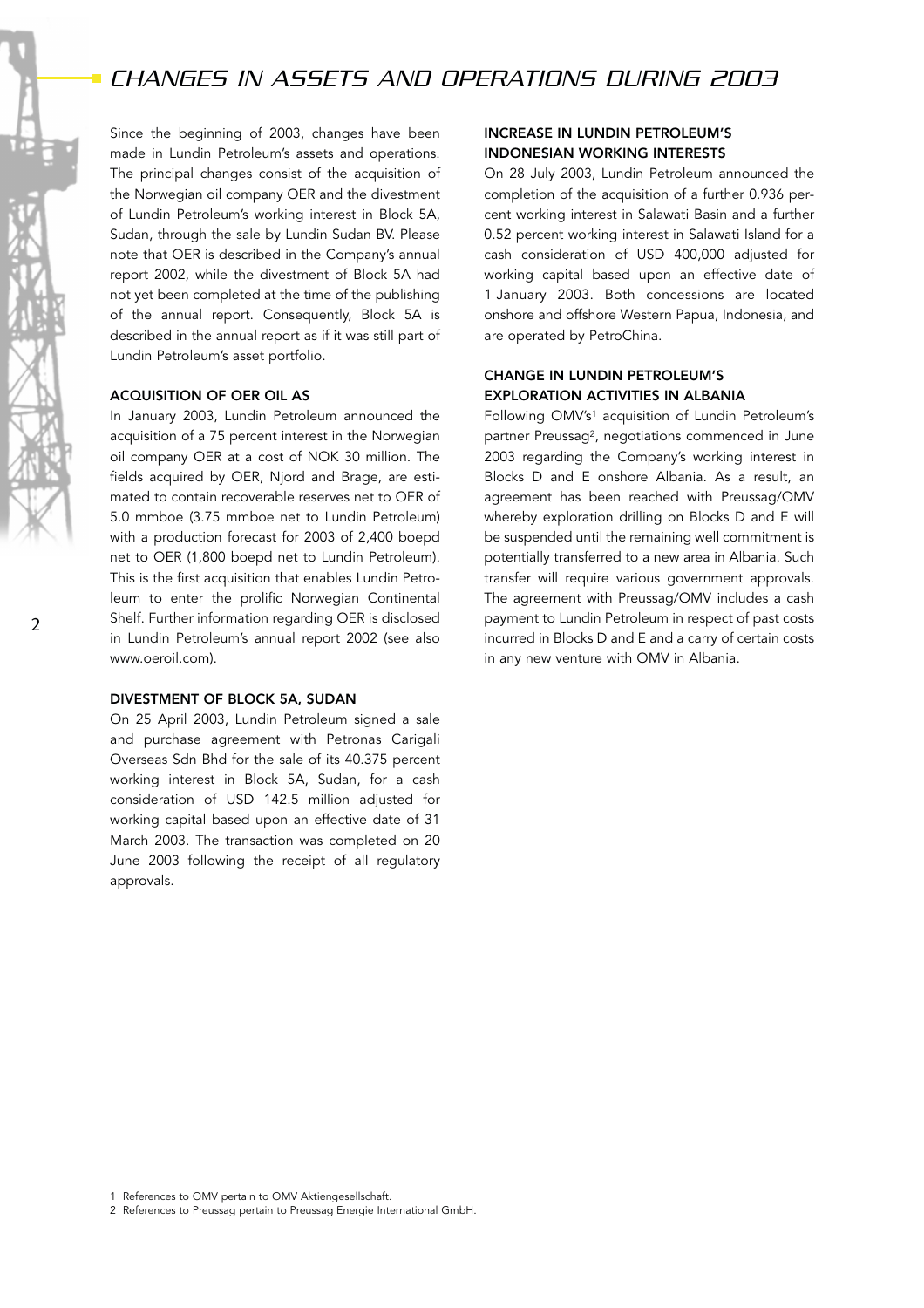# CHANGES IN ASSETS AND OPERATIONS DURING 2003

Since the beginning of 2003, changes have been made in Lundin Petroleum's assets and operations. The principal changes consist of the acquisition of the Norwegian oil company OER and the divestment of Lundin Petroleum's working interest in Block 5A, Sudan, through the sale by Lundin Sudan BV. Please note that OER is described in the Company's annual report 2002, while the divestment of Block 5A had not yet been completed at the time of the publishing of the annual report. Consequently, Block 5A is described in the annual report as if it was still part of Lundin Petroleum's asset portfolio.

## ACQUISITION OF OER OIL AS

In January 2003, Lundin Petroleum announced the acquisition of a 75 percent interest in the Norwegian oil company OER at a cost of NOK 30 million. The fields acquired by OER, Njord and Brage, are estimated to contain recoverable reserves net to OER of 5.0 mmboe (3.75 mmboe net to Lundin Petroleum) with a production forecast for 2003 of 2,400 boepd net to OER (1,800 boepd net to Lundin Petroleum). This is the first acquisition that enables Lundin Petroleum to enter the prolific Norwegian Continental Shelf. Further information regarding OER is disclosed in Lundin Petroleum's annual report 2002 (see also www.oeroil.com).

## DIVESTMENT OF BLOCK 5A, SUDAN

On 25 April 2003, Lundin Petroleum signed a sale and purchase agreement with Petronas Carigali Overseas Sdn Bhd for the sale of its 40.375 percent working interest in Block 5A, Sudan, for a cash consideration of USD 142.5 million adjusted for working capital based upon an effective date of 31 March 2003. The transaction was completed on 20 June 2003 following the receipt of all regulatory approvals.

## INCREASE IN LUNDIN PETROLEUM'S INDONESIAN WORKING INTERESTS

On 28 July 2003, Lundin Petroleum announced the completion of the acquisition of a further 0.936 percent working interest in Salawati Basin and a further 0.52 percent working interest in Salawati Island for a cash consideration of USD 400,000 adjusted for working capital based upon an effective date of 1 January 2003. Both concessions are located onshore and offshore Western Papua, Indonesia, and are operated by PetroChina.

## CHANGE IN LUNDIN PETROLEUM'S EXPLORATION ACTIVITIES IN ALBANIA

Following OMV's[1] acquisition of Lundin Petroleum's partner Preussag[2], negotiations commenced in June 2003 regarding the Company's working interest in Blocks D and E onshore Albania. As a result, an agreement has been reached with Preussag/OMV whereby exploration drilling on Blocks D and E will be suspended until the remaining well commitment is potentially transferred to a new area in Albania. Such transfer will require various government approvals. The agreement with Preussag/OMV includes a cash payment to Lundin Petroleum in respect of past costs incurred in Blocks D and E and a carry of certain costs in any new venture with OMV in Albania.

1 References to OMV pertain to OMV Aktiengesellschaft.

2 References to Preussag pertain to Preussag Energie International GmbH.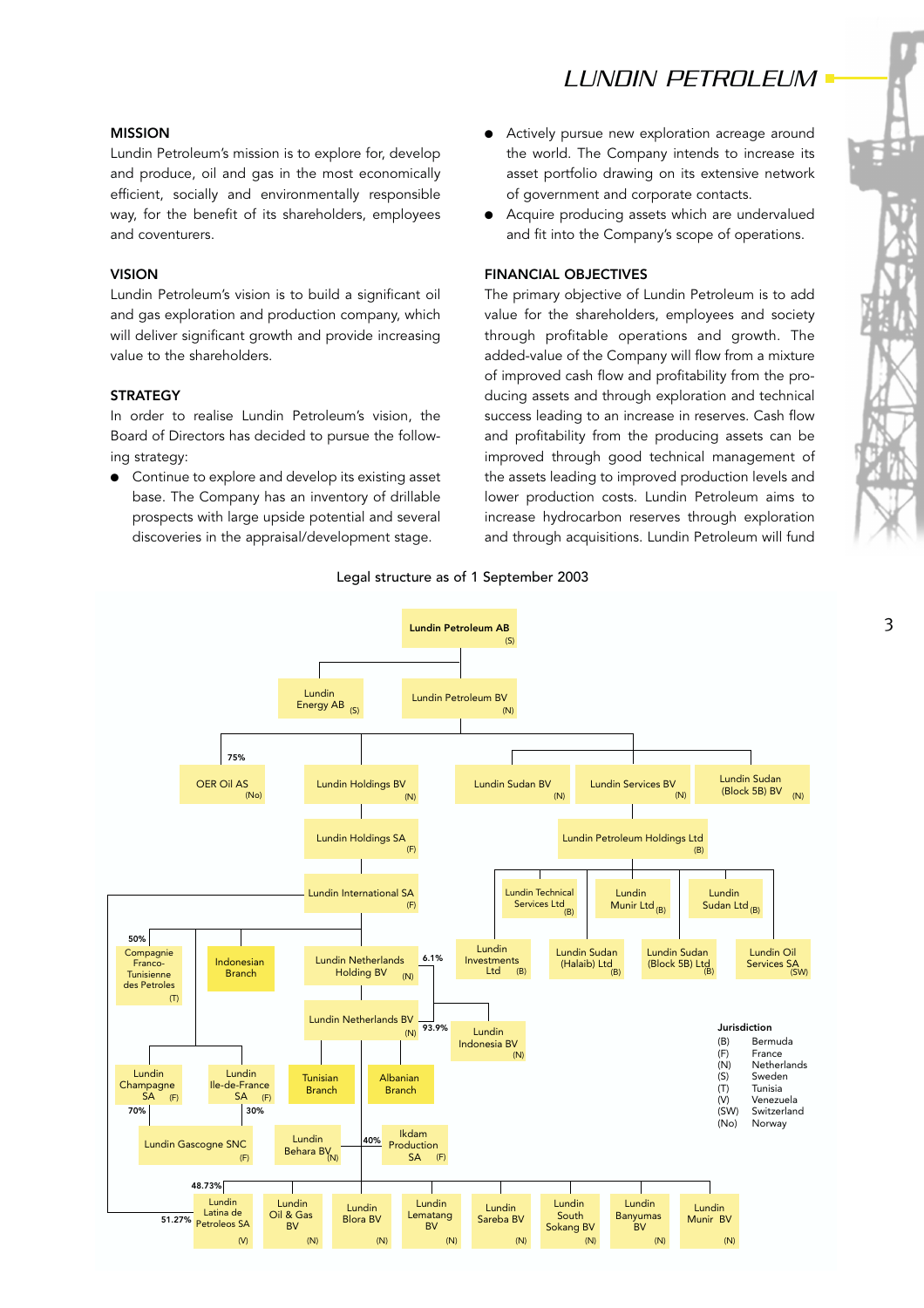### MISSION

Lundin Petroleum's mission is to explore for, develop and produce, oil and gas in the most economically efficient, socially and environmentally responsible way, for the benefit of its shareholders, employees and coventurers.

### VISION

Lundin Petroleum's vision is to build a significant oil and gas exploration and production company, which will deliver significant growth and provide increasing value to the shareholders.

### STRATEGY

In order to realise Lundin Petroleum's vision, the Board of Directors has decided to pursue the following strategy:

- Continue to explore and develop its existing asset base. The Company has an inventory of drillable prospects with large upside potential and several discoveries in the appraisal/development stage.
- Actively pursue new exploration acreage around the world. The Company intends to increase its asset portfolio drawing on its extensive network of government and corporate contacts.
- Acquire producing assets which are undervalued and fit into the Company's scope of operations.

### FINANCIAL OBJECTIVES

The primary objective of Lundin Petroleum is to add value for the shareholders, employees and society through profitable operations and growth. The added-value of the Company will flow from a mixture of improved cash flow and profitability from the producing assets and through exploration and technical success leading to an increase in reserves. Cash flow and profitability from the producing assets can be improved through good technical management of the assets leading to improved production levels and lower production costs. Lundin Petroleum aims to increase hydrocarbon reserves through exploration and through acquisitions. Lundin Petroleum will fund

Legal structure as of 1 September 2003

- Lundin Petroleum AB (S)
  - Lundin Energy AB (S)
  - Lundin Petroleum BV (N)
    - OER Oil AS (No) – 75%
    - Lundin Holdings BV (N)
      - Lundin Holdings SA (F)
        - Lundin International SA (F)
          - Compagnie Franco-Tunisienne des Petroles (T) – 50%
          - Indonesian Branch
          - Lundin Champagne SA (F)
            - Lundin Gascogne SNC (F) – 70%
          - Lundin Ile-de-France SA (F)
            - Lundin Gascogne SNC (F) – 30%
          - Lundin Latina de Petroleos SA (V) – 51.27%
          - Lundin Netherlands Holding BV (N)
            - Lundin Investments Ltd (B) – 6.1%
            - Lundin Netherlands BV (N)
              - Lundin Indonesia BV (N) – 93.9%
              - Tunisian Branch
              - Albanian Branch
              - Lundin Behara BV (N)
              - Ikdam Production SA (F) – 40%
              - Lundin Latina de Petroleos SA (V) – 48.73%
              - Lundin Oil & Gas BV (N)
              - Lundin Blora BV (N)
              - Lundin Lematang BV (N)
              - Lundin Sareba BV (N)
              - Lundin South Sokang BV (N)
              - Lundin Banyumas BV (N)
              - Lundin Munir BV (N)
    - Lundin Sudan BV (N)
    - Lundin Services BV (N)
      - Lundin Petroleum Holdings Ltd (B)
        - Lundin Technical Services Ltd (B)
        - Lundin Munir Ltd (B)
        - Lundin Sudan Ltd (B)
        - Lundin Investments Ltd (B)
        - Lundin Sudan (Halaib) Ltd (B)
        - Lundin Sudan (Block 5B) Ltd (B)
        - Lundin Oil Services SA (SW)
    - Lundin Sudan (Block 5B) BV (N)

**Jurisdiction**

| | |
|---|---|
| (B) | Bermuda |
| (F) | France |
| (N) | Netherlands |
| (S) | Sweden |
| (T) | Tunisia |
| (V) | Venezuela |
| (SW) | Switzerland |
| (No) | Norway |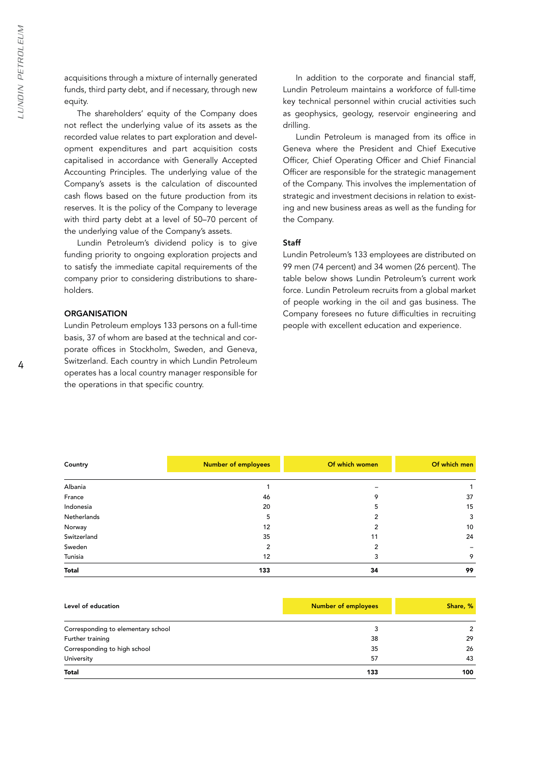acquisitions through a mixture of internally generated funds, third party debt, and if necessary, through new equity.

The shareholders' equity of the Company does not reflect the underlying value of its assets as the recorded value relates to part exploration and development expenditures and part acquisition costs capitalised in accordance with Generally Accepted Accounting Principles. The underlying value of the Company's assets is the calculation of discounted cash flows based on the future production from its reserves. It is the policy of the Company to leverage with third party debt at a level of 50–70 percent of the underlying value of the Company's assets.

Lundin Petroleum's dividend policy is to give funding priority to ongoing exploration projects and to satisfy the immediate capital requirements of the company prior to considering distributions to shareholders.

## ORGANISATION

Lundin Petroleum employs 133 persons on a full-time basis, 37 of whom are based at the technical and corporate offices in Stockholm, Sweden, and Geneva, Switzerland. Each country in which Lundin Petroleum operates has a local country manager responsible for the operations in that specific country.

In addition to the corporate and financial staff, Lundin Petroleum maintains a workforce of full-time key technical personnel within crucial activities such as geophysics, geology, reservoir engineering and drilling.

Lundin Petroleum is managed from its office in Geneva where the President and Chief Executive Officer, Chief Operating Officer and Chief Financial Officer are responsible for the strategic management of the Company. This involves the implementation of strategic and investment decisions in relation to existing and new business areas as well as the funding for the Company.

### Staff

Lundin Petroleum's 133 employees are distributed on 99 men (74 percent) and 34 women (26 percent). The table below shows Lundin Petroleum's current work force. Lundin Petroleum recruits from a global market of people working in the oil and gas business. The Company foresees no future difficulties in recruiting people with excellent education and experience.

| Country | Number of employees | Of which women | Of which men |
|---|---|---|---|
| Albania | 1 | – | 1 |
| France | 46 | 9 | 37 |
| Indonesia | 20 | 5 | 15 |
| Netherlands | 5 | 2 | 3 |
| Norway | 12 | 2 | 10 |
| Switzerland | 35 | 11 | 24 |
| Sweden | 2 | 2 | – |
| Tunisia | 12 | 3 | 9 |
| **Total** | **133** | **34** | **99** |

| Level of education | Number of employees | Share, % |
|---|---|---|
| Corresponding to elementary school | 3 | 2 |
| Further training | 38 | 29 |
| Corresponding to high school | 35 | 26 |
| University | 57 | 43 |
| **Total** | **133** | **100** |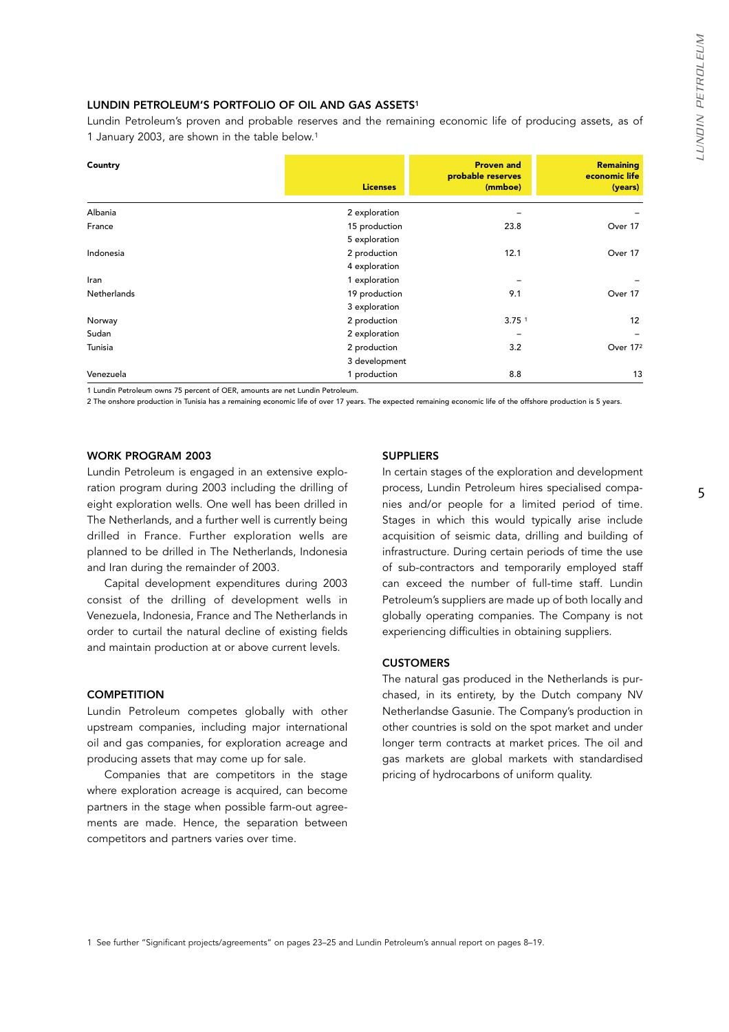### LUNDIN PETROLEUM'S PORTFOLIO OF OIL AND GAS ASSETS[1]

Lundin Petroleum's proven and probable reserves and the remaining economic life of producing assets, as of 1 January 2003, are shown in the table below.[1]

| Country | Licenses | Proven and probable reserves (mmboe) | Remaining economic life (years) |
|---|---|---|---|
| Albania | 2 exploration | – | – |
| France | 15 production | 23.8 | Over 17 |
| | 5 exploration | | |
| Indonesia | 2 production | 12.1 | Over 17 |
| | 4 exploration | | |
| Iran | 1 exploration | – | – |
| Netherlands | 19 production | 9.1 | Over 17 |
| | 3 exploration | | |
| Norway | 2 production | 3.75 [1] | 12 |
| Sudan | 2 exploration | – | – |
| Tunisia | 2 production | 3.2 | Over 17[2] |
| | 3 development | | |
| Venezuela | 1 production | 8.8 | 13 |

1 Lundin Petroleum owns 75 percent of OER, amounts are net Lundin Petroleum.

2 The onshore production in Tunisia has a remaining economic life of over 17 years. The expected remaining economic life of the offshore production is 5 years.

### WORK PROGRAM 2003

Lundin Petroleum is engaged in an extensive exploration program during 2003 including the drilling of eight exploration wells. One well has been drilled in The Netherlands, and a further well is currently being drilled in France. Further exploration wells are planned to be drilled in The Netherlands, Indonesia and Iran during the remainder of 2003.

Capital development expenditures during 2003 consist of the drilling of development wells in Venezuela, Indonesia, France and The Netherlands in order to curtail the natural decline of existing fields and maintain production at or above current levels.

### COMPETITION

Lundin Petroleum competes globally with other upstream companies, including major international oil and gas companies, for exploration acreage and producing assets that may come up for sale.

Companies that are competitors in the stage where exploration acreage is acquired, can become partners in the stage when possible farm-out agreements are made. Hence, the separation between competitors and partners varies over time.

### SUPPLIERS

In certain stages of the exploration and development process, Lundin Petroleum hires specialised companies and/or people for a limited period of time. Stages in which this would typically arise include acquisition of seismic data, drilling and building of infrastructure. During certain periods of time the use of sub-contractors and temporarily employed staff can exceed the number of full-time staff. Lundin Petroleum's suppliers are made up of both locally and globally operating companies. The Company is not experiencing difficulties in obtaining suppliers.

### CUSTOMERS

The natural gas produced in the Netherlands is purchased, in its entirety, by the Dutch company NV Netherlandse Gasunie. The Company's production in other countries is sold on the spot market and under longer term contracts at market prices. The oil and gas markets are global markets with standardised pricing of hydrocarbons of uniform quality.

1 See further "Significant projects/agreements" on pages 23–25 and Lundin Petroleum's annual report on pages 8–19.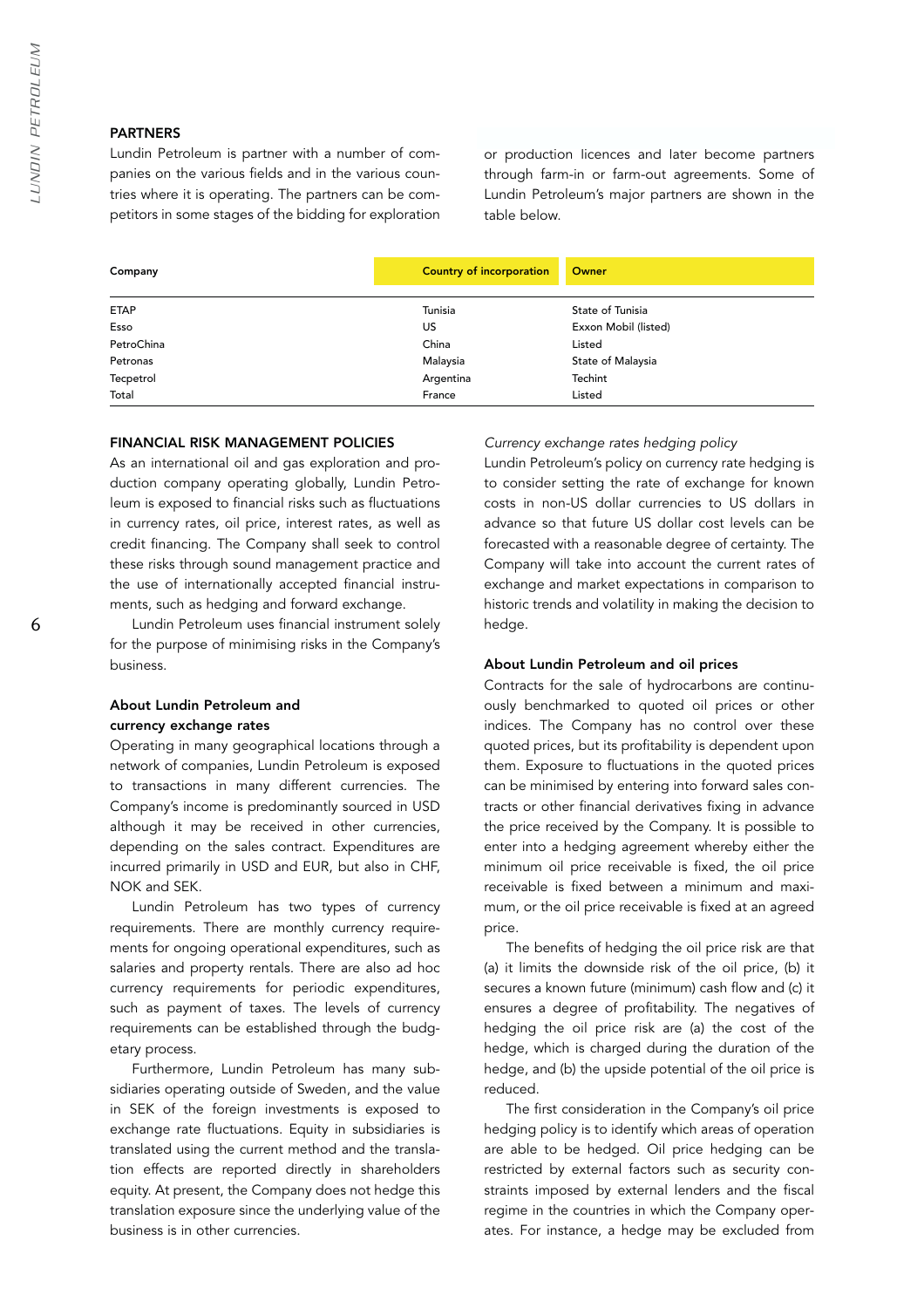## PARTNERS

Lundin Petroleum is partner with a number of companies on the various fields and in the various countries where it is operating. The partners can be competitors in some stages of the bidding for exploration or production licences and later become partners through farm-in or farm-out agreements. Some of Lundin Petroleum's major partners are shown in the table below.

| Company | Country of incorporation | Owner |
|---|---|---|
| ETAP | Tunisia | State of Tunisia |
| Esso | US | Exxon Mobil (listed) |
| PetroChina | China | Listed |
| Petronas | Malaysia | State of Malaysia |
| Tecpetrol | Argentina | Techint |
| Total | France | Listed |

## FINANCIAL RISK MANAGEMENT POLICIES

As an international oil and gas exploration and production company operating globally, Lundin Petroleum is exposed to financial risks such as fluctuations in currency rates, oil price, interest rates, as well as credit financing. The Company shall seek to control these risks through sound management practice and the use of internationally accepted financial instruments, such as hedging and forward exchange.

Lundin Petroleum uses financial instrument solely for the purpose of minimising risks in the Company's business.

### About Lundin Petroleum and currency exchange rates

Operating in many geographical locations through a network of companies, Lundin Petroleum is exposed to transactions in many different currencies. The Company's income is predominantly sourced in USD although it may be received in other currencies, depending on the sales contract. Expenditures are incurred primarily in USD and EUR, but also in CHF, NOK and SEK.

Lundin Petroleum has two types of currency requirements. There are monthly currency requirements for ongoing operational expenditures, such as salaries and property rentals. There are also ad hoc currency requirements for periodic expenditures, such as payment of taxes. The levels of currency requirements can be established through the budgetary process.

Furthermore, Lundin Petroleum has many subsidiaries operating outside of Sweden, and the value in SEK of the foreign investments is exposed to exchange rate fluctuations. Equity in subsidiaries is translated using the current method and the translation effects are reported directly in shareholders equity. At present, the Company does not hedge this translation exposure since the underlying value of the business is in other currencies.

*Currency exchange rates hedging policy*

Lundin Petroleum's policy on currency rate hedging is to consider setting the rate of exchange for known costs in non-US dollar currencies to US dollars in advance so that future US dollar cost levels can be forecasted with a reasonable degree of certainty. The Company will take into account the current rates of exchange and market expectations in comparison to historic trends and volatility in making the decision to hedge.

### About Lundin Petroleum and oil prices

Contracts for the sale of hydrocarbons are continuously benchmarked to quoted oil prices or other indices. The Company has no control over these quoted prices, but its profitability is dependent upon them. Exposure to fluctuations in the quoted prices can be minimised by entering into forward sales contracts or other financial derivatives fixing in advance the price received by the Company. It is possible to enter into a hedging agreement whereby either the minimum oil price receivable is fixed, the oil price receivable is fixed between a minimum and maximum, or the oil price receivable is fixed at an agreed price.

The benefits of hedging the oil price risk are that (a) it limits the downside risk of the oil price, (b) it secures a known future (minimum) cash flow and (c) it ensures a degree of profitability. The negatives of hedging the oil price risk are (a) the cost of the hedge, which is charged during the duration of the hedge, and (b) the upside potential of the oil price is reduced.

The first consideration in the Company's oil price hedging policy is to identify which areas of operation are able to be hedged. Oil price hedging can be restricted by external factors such as security constraints imposed by external lenders and the fiscal regime in the countries in which the Company operates. For instance, a hedge may be excluded from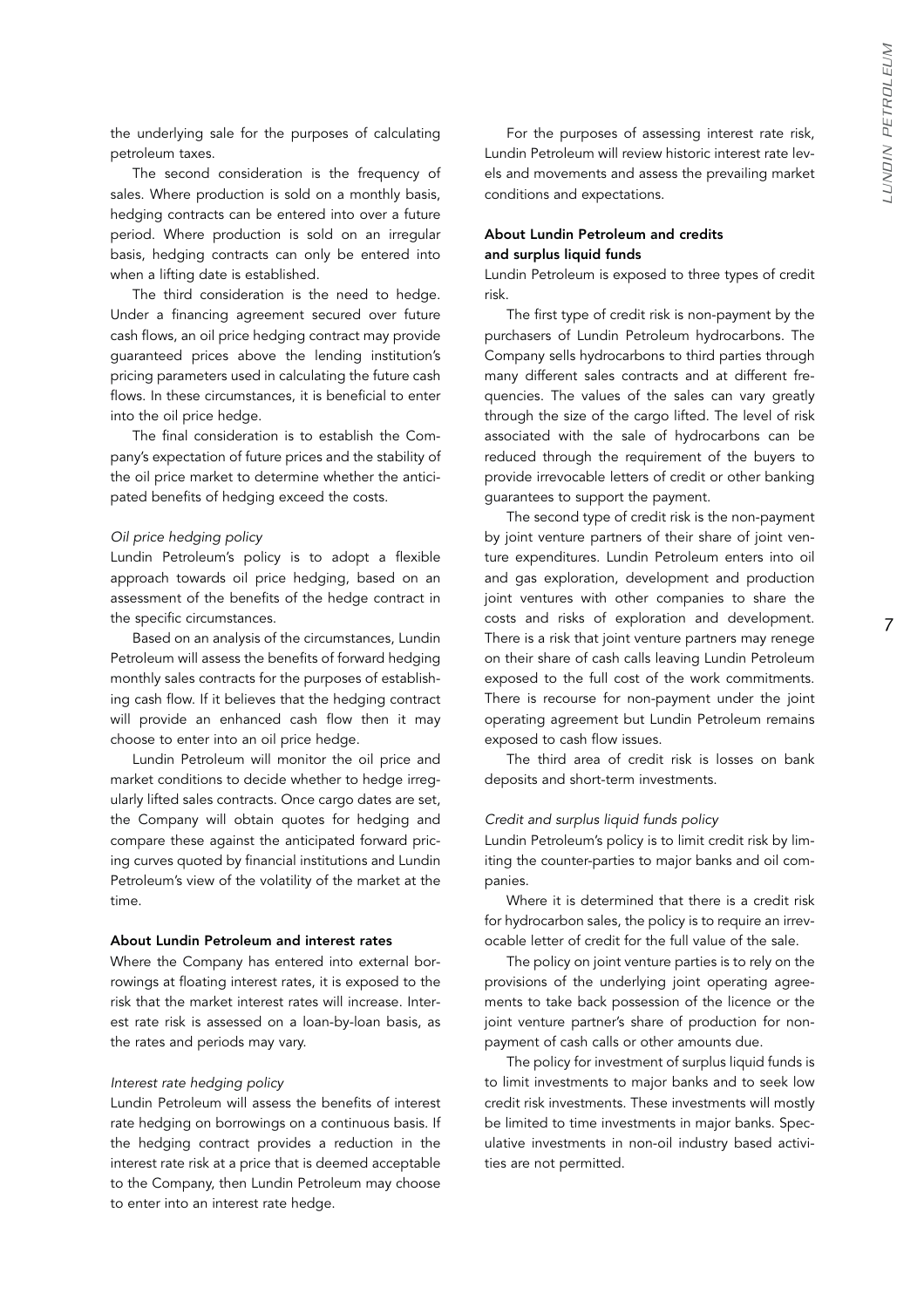the underlying sale for the purposes of calculating petroleum taxes.

The second consideration is the frequency of sales. Where production is sold on a monthly basis, hedging contracts can be entered into over a future period. Where production is sold on an irregular basis, hedging contracts can only be entered into when a lifting date is established.

The third consideration is the need to hedge. Under a financing agreement secured over future cash flows, an oil price hedging contract may provide guaranteed prices above the lending institution's pricing parameters used in calculating the future cash flows. In these circumstances, it is beneficial to enter into the oil price hedge.

The final consideration is to establish the Company's expectation of future prices and the stability of the oil price market to determine whether the anticipated benefits of hedging exceed the costs.

*Oil price hedging policy*

Lundin Petroleum's policy is to adopt a flexible approach towards oil price hedging, based on an assessment of the benefits of the hedge contract in the specific circumstances.

Based on an analysis of the circumstances, Lundin Petroleum will assess the benefits of forward hedging monthly sales contracts for the purposes of establishing cash flow. If it believes that the hedging contract will provide an enhanced cash flow then it may choose to enter into an oil price hedge.

Lundin Petroleum will monitor the oil price and market conditions to decide whether to hedge irregularly lifted sales contracts. Once cargo dates are set, the Company will obtain quotes for hedging and compare these against the anticipated forward pricing curves quoted by financial institutions and Lundin Petroleum's view of the volatility of the market at the time.

**About Lundin Petroleum and interest rates**

Where the Company has entered into external borrowings at floating interest rates, it is exposed to the risk that the market interest rates will increase. Interest rate risk is assessed on a loan-by-loan basis, as the rates and periods may vary.

*Interest rate hedging policy*

Lundin Petroleum will assess the benefits of interest rate hedging on borrowings on a continuous basis. If the hedging contract provides a reduction in the interest rate risk at a price that is deemed acceptable to the Company, then Lundin Petroleum may choose to enter into an interest rate hedge.

For the purposes of assessing interest rate risk, Lundin Petroleum will review historic interest rate levels and movements and assess the prevailing market conditions and expectations.

**About Lundin Petroleum and credits and surplus liquid funds**

Lundin Petroleum is exposed to three types of credit risk.

The first type of credit risk is non-payment by the purchasers of Lundin Petroleum hydrocarbons. The Company sells hydrocarbons to third parties through many different sales contracts and at different frequencies. The values of the sales can vary greatly through the size of the cargo lifted. The level of risk associated with the sale of hydrocarbons can be reduced through the requirement of the buyers to provide irrevocable letters of credit or other banking guarantees to support the payment.

The second type of credit risk is the non-payment by joint venture partners of their share of joint venture expenditures. Lundin Petroleum enters into oil and gas exploration, development and production joint ventures with other companies to share the costs and risks of exploration and development. There is a risk that joint venture partners may renege on their share of cash calls leaving Lundin Petroleum exposed to the full cost of the work commitments. There is recourse for non-payment under the joint operating agreement but Lundin Petroleum remains exposed to cash flow issues.

The third area of credit risk is losses on bank deposits and short-term investments.

*Credit and surplus liquid funds policy*

Lundin Petroleum's policy is to limit credit risk by limiting the counter-parties to major banks and oil companies.

Where it is determined that there is a credit risk for hydrocarbon sales, the policy is to require an irrevocable letter of credit for the full value of the sale.

The policy on joint venture parties is to rely on the provisions of the underlying joint operating agreements to take back possession of the licence or the joint venture partner's share of production for non-payment of cash calls or other amounts due.

The policy for investment of surplus liquid funds is to limit investments to major banks and to seek low credit risk investments. These investments will mostly be limited to time investments in major banks. Speculative investments in non-oil industry based activities are not permitted.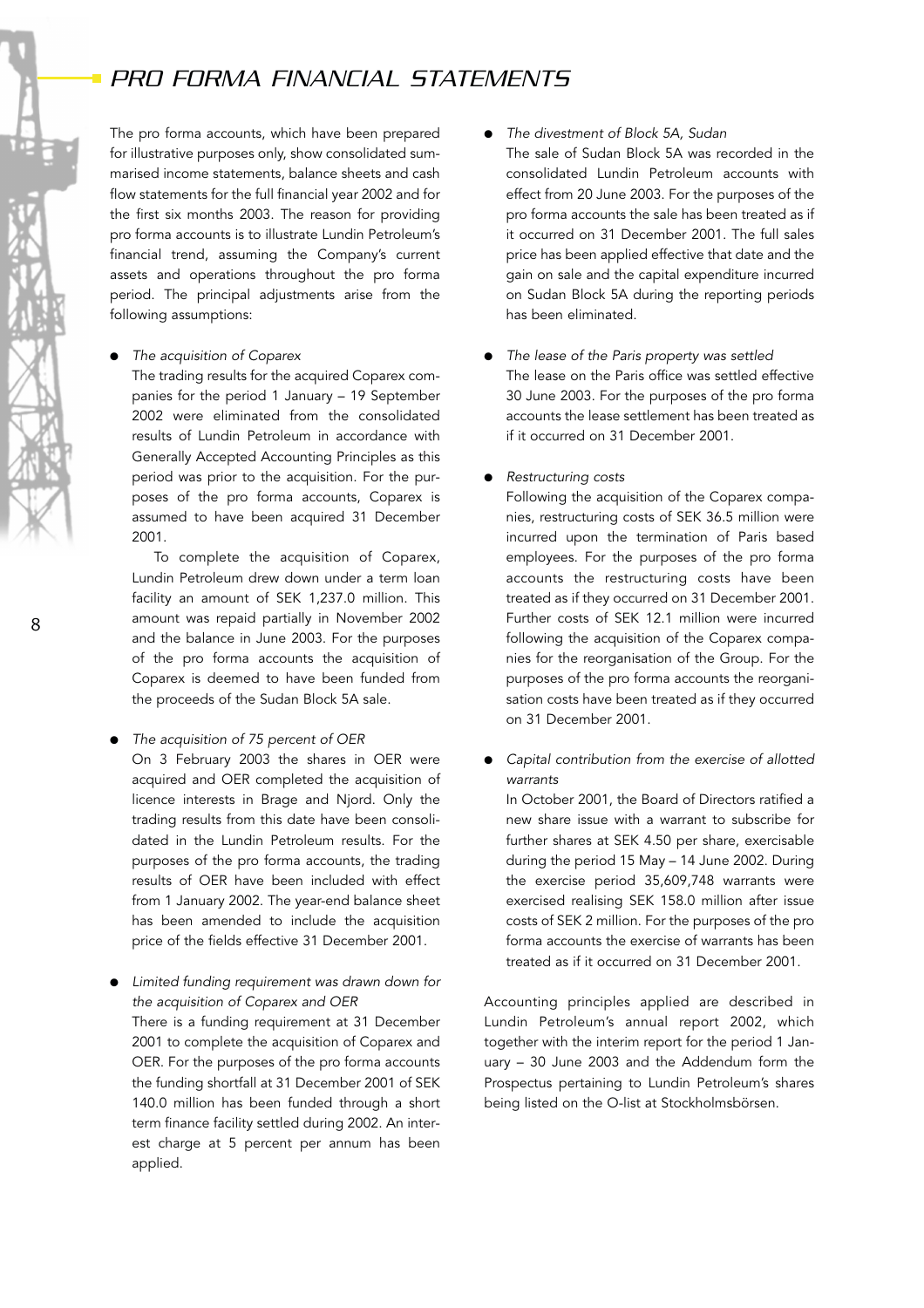# PRO FORMA FINANCIAL STATEMENTS

The pro forma accounts, which have been prepared for illustrative purposes only, show consolidated summarised income statements, balance sheets and cash flow statements for the full financial year 2002 and for the first six months 2003. The reason for providing pro forma accounts is to illustrate Lundin Petroleum's financial trend, assuming the Company's current assets and operations throughout the pro forma period. The principal adjustments arise from the following assumptions:

- *The acquisition of Coparex*

  The trading results for the acquired Coparex companies for the period 1 January – 19 September 2002 were eliminated from the consolidated results of Lundin Petroleum in accordance with Generally Accepted Accounting Principles as this period was prior to the acquisition. For the purposes of the pro forma accounts, Coparex is assumed to have been acquired 31 December 2001.

  To complete the acquisition of Coparex, Lundin Petroleum drew down under a term loan facility an amount of SEK 1,237.0 million. This amount was repaid partially in November 2002 and the balance in June 2003. For the purposes of the pro forma accounts the acquisition of Coparex is deemed to have been funded from the proceeds of the Sudan Block 5A sale.

- *The acquisition of 75 percent of OER*

  On 3 February 2003 the shares in OER were acquired and OER completed the acquisition of licence interests in Brage and Njord. Only the trading results from this date have been consolidated in the Lundin Petroleum results. For the purposes of the pro forma accounts, the trading results of OER have been included with effect from 1 January 2002. The year-end balance sheet has been amended to include the acquisition price of the fields effective 31 December 2001.

- *Limited funding requirement was drawn down for the acquisition of Coparex and OER*

  There is a funding requirement at 31 December 2001 to complete the acquisition of Coparex and OER. For the purposes of the pro forma accounts the funding shortfall at 31 December 2001 of SEK 140.0 million has been funded through a short term finance facility settled during 2002. An interest charge at 5 percent per annum has been applied.

- *The divestment of Block 5A, Sudan*

  The sale of Sudan Block 5A was recorded in the consolidated Lundin Petroleum accounts with effect from 20 June 2003. For the purposes of the pro forma accounts the sale has been treated as if it occurred on 31 December 2001. The full sales price has been applied effective that date and the gain on sale and the capital expenditure incurred on Sudan Block 5A during the reporting periods has been eliminated.

- *The lease of the Paris property was settled*

  The lease on the Paris office was settled effective 30 June 2003. For the purposes of the pro forma accounts the lease settlement has been treated as if it occurred on 31 December 2001.

- *Restructuring costs*

  Following the acquisition of the Coparex companies, restructuring costs of SEK 36.5 million were incurred upon the termination of Paris based employees. For the purposes of the pro forma accounts the restructuring costs have been treated as if they occurred on 31 December 2001. Further costs of SEK 12.1 million were incurred following the acquisition of the Coparex companies for the reorganisation of the Group. For the purposes of the pro forma accounts the reorganisation costs have been treated as if they occurred on 31 December 2001.

- *Capital contribution from the exercise of allotted warrants*

  In October 2001, the Board of Directors ratified a new share issue with a warrant to subscribe for further shares at SEK 4.50 per share, exercisable during the period 15 May – 14 June 2002. During the exercise period 35,609,748 warrants were exercised realising SEK 158.0 million after issue costs of SEK 2 million. For the purposes of the pro forma accounts the exercise of warrants has been treated as if it occurred on 31 December 2001.

Accounting principles applied are described in Lundin Petroleum's annual report 2002, which together with the interim report for the period 1 January – 30 June 2003 and the Addendum form the Prospectus pertaining to Lundin Petroleum's shares being listed on the O-list at Stockholmsbörsen.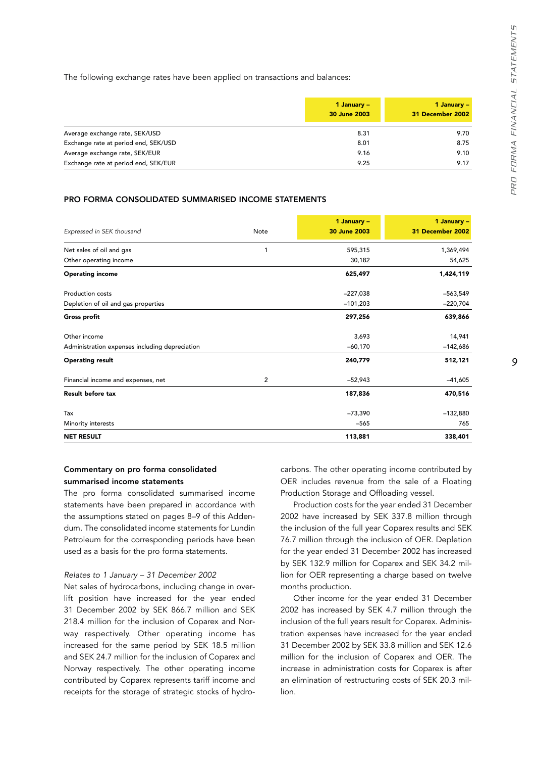The following exchange rates have been applied on transactions and balances:

| | 1 January – 30 June 2003 | 1 January – 31 December 2002 |
|---|---|---|
| Average exchange rate, SEK/USD | 8.31 | 9.70 |
| Exchange rate at period end, SEK/USD | 8.01 | 8.75 |
| Average exchange rate, SEK/EUR | 9.16 | 9.10 |
| Exchange rate at period end, SEK/EUR | 9.25 | 9.17 |

## PRO FORMA CONSOLIDATED SUMMARISED INCOME STATEMENTS

| *Expressed in SEK thousand* | Note | 1 January – 30 June 2003 | 1 January – 31 December 2002 |
|---|---|---|---|
| Net sales of oil and gas | 1 | 595,315 | 1,369,494 |
| Other operating income | | 30,182 | 54,625 |
| **Operating income** | | **625,497** | **1,424,119** |
| Production costs | | –227,038 | –563,549 |
| Depletion of oil and gas properties | | –101,203 | –220,704 |
| **Gross profit** | | **297,256** | **639,866** |
| Other income | | 3,693 | 14,941 |
| Administration expenses including depreciation | | –60,170 | –142,686 |
| **Operating result** | | **240,779** | **512,121** |
| Financial income and expenses, net | 2 | –52,943 | –41,605 |
| **Result before tax** | | **187,836** | **470,516** |
| Tax | | –73,390 | –132,880 |
| Minority interests | | –565 | 765 |
| **NET RESULT** | | **113,881** | **338,401** |

### Commentary on pro forma consolidated summarised income statements

The pro forma consolidated summarised income statements have been prepared in accordance with the assumptions stated on pages 8–9 of this Addendum. The consolidated income statements for Lundin Petroleum for the corresponding periods have been used as a basis for the pro forma statements.

*Relates to 1 January – 31 December 2002*

Net sales of hydrocarbons, including change in overlift position have increased for the year ended 31 December 2002 by SEK 866.7 million and SEK 218.4 million for the inclusion of Coparex and Norway respectively. Other operating income has increased for the same period by SEK 18.5 million and SEK 24.7 million for the inclusion of Coparex and Norway respectively. The other operating income contributed by Coparex represents tariff income and receipts for the storage of strategic stocks of hydrocarbons. The other operating income contributed by OER includes revenue from the sale of a Floating Production Storage and Offloading vessel.

Production costs for the year ended 31 December 2002 have increased by SEK 337.8 million through the inclusion of the full year Coparex results and SEK 76.7 million through the inclusion of OER. Depletion for the year ended 31 December 2002 has increased by SEK 132.9 million for Coparex and SEK 34.2 million for OER representing a charge based on twelve months production.

Other income for the year ended 31 December 2002 has increased by SEK 4.7 million through the inclusion of the full years result for Coparex. Administration expenses have increased for the year ended 31 December 2002 by SEK 33.8 million and SEK 12.6 million for the inclusion of Coparex and OER. The increase in administration costs for Coparex is after an elimination of restructuring costs of SEK 20.3 million.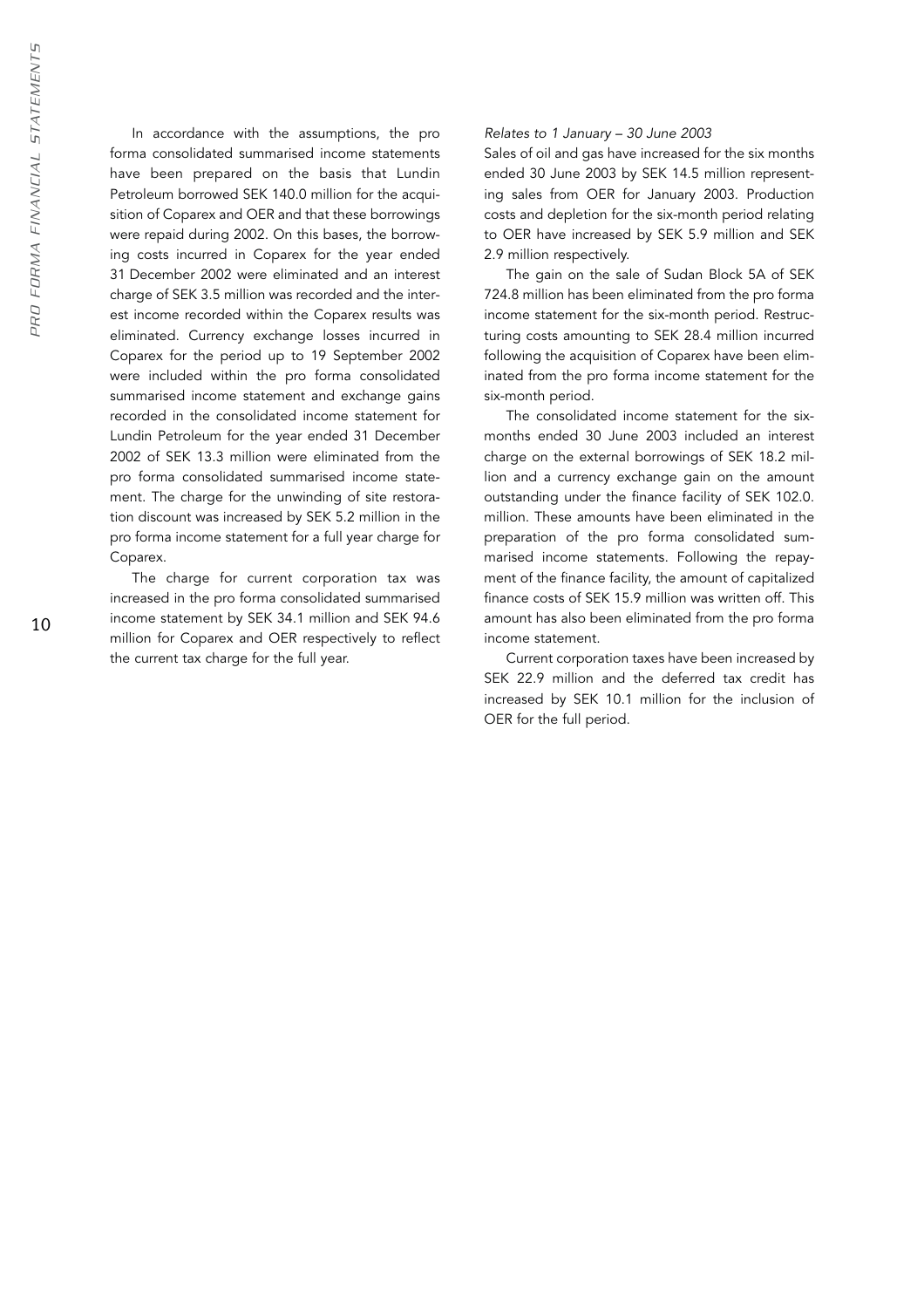In accordance with the assumptions, the pro forma consolidated summarised income statements have been prepared on the basis that Lundin Petroleum borrowed SEK 140.0 million for the acquisition of Coparex and OER and that these borrowings were repaid during 2002. On this bases, the borrowing costs incurred in Coparex for the year ended 31 December 2002 were eliminated and an interest charge of SEK 3.5 million was recorded and the interest income recorded within the Coparex results was eliminated. Currency exchange losses incurred in Coparex for the period up to 19 September 2002 were included within the pro forma consolidated summarised income statement and exchange gains recorded in the consolidated income statement for Lundin Petroleum for the year ended 31 December 2002 of SEK 13.3 million were eliminated from the pro forma consolidated summarised income statement. The charge for the unwinding of site restoration discount was increased by SEK 5.2 million in the pro forma income statement for a full year charge for Coparex.

The charge for current corporation tax was increased in the pro forma consolidated summarised income statement by SEK 34.1 million and SEK 94.6 million for Coparex and OER respectively to reflect the current tax charge for the full year.

*Relates to 1 January – 30 June 2003*

Sales of oil and gas have increased for the six months ended 30 June 2003 by SEK 14.5 million representing sales from OER for January 2003. Production costs and depletion for the six-month period relating to OER have increased by SEK 5.9 million and SEK 2.9 million respectively.

The gain on the sale of Sudan Block 5A of SEK 724.8 million has been eliminated from the pro forma income statement for the six-month period. Restructuring costs amounting to SEK 28.4 million incurred following the acquisition of Coparex have been eliminated from the pro forma income statement for the six-month period.

The consolidated income statement for the six-months ended 30 June 2003 included an interest charge on the external borrowings of SEK 18.2 million and a currency exchange gain on the amount outstanding under the finance facility of SEK 102.0. million. These amounts have been eliminated in the preparation of the pro forma consolidated summarised income statements. Following the repayment of the finance facility, the amount of capitalized finance costs of SEK 15.9 million was written off. This amount has also been eliminated from the pro forma income statement.

Current corporation taxes have been increased by SEK 22.9 million and the deferred tax credit has increased by SEK 10.1 million for the inclusion of OER for the full period.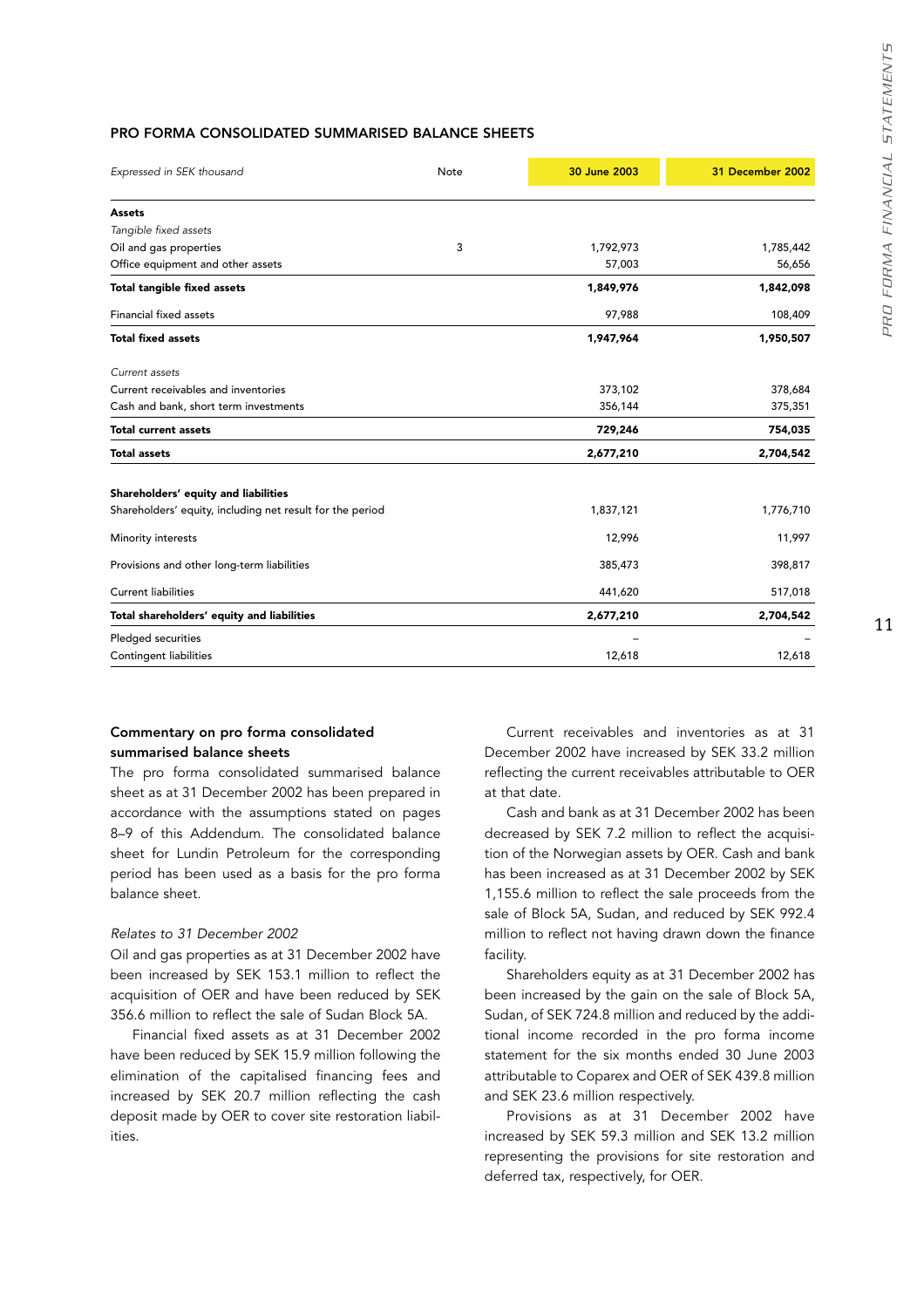## PRO FORMA CONSOLIDATED SUMMARISED BALANCE SHEETS

| *Expressed in SEK thousand* | Note | 30 June 2003 | 31 December 2002 |
|---|---|---|---|
| **Assets** | | | |
| *Tangible fixed assets* | | | |
| Oil and gas properties | 3 | 1,792,973 | 1,785,442 |
| Office equipment and other assets | | 57,003 | 56,656 |
| **Total tangible fixed assets** | | **1,849,976** | **1,842,098** |
| Financial fixed assets | | 97,988 | 108,409 |
| **Total fixed assets** | | **1,947,964** | **1,950,507** |
| *Current assets* | | | |
| Current receivables and inventories | | 373,102 | 378,684 |
| Cash and bank, short term investments | | 356,144 | 375,351 |
| **Total current assets** | | **729,246** | **754,035** |
| **Total assets** | | **2,677,210** | **2,704,542** |
| **Shareholders' equity and liabilities** | | | |
| Shareholders' equity, including net result for the period | | 1,837,121 | 1,776,710 |
| Minority interests | | 12,996 | 11,997 |
| Provisions and other long-term liabilities | | 385,473 | 398,817 |
| Current liabilities | | 441,620 | 517,018 |
| **Total shareholders' equity and liabilities** | | **2,677,210** | **2,704,542** |
| Pledged securities | | – | – |
| Contingent liabilities | | 12,618 | 12,618 |

### Commentary on pro forma consolidated summarised balance sheets

The pro forma consolidated summarised balance sheet as at 31 December 2002 has been prepared in accordance with the assumptions stated on pages 8–9 of this Addendum. The consolidated balance sheet for Lundin Petroleum for the corresponding period has been used as a basis for the pro forma balance sheet.

*Relates to 31 December 2002*

Oil and gas properties as at 31 December 2002 have been increased by SEK 153.1 million to reflect the acquisition of OER and have been reduced by SEK 356.6 million to reflect the sale of Sudan Block 5A.

Financial fixed assets as at 31 December 2002 have been reduced by SEK 15.9 million following the elimination of the capitalised financing fees and increased by SEK 20.7 million reflecting the cash deposit made by OER to cover site restoration liabilities.

Current receivables and inventories as at 31 December 2002 have increased by SEK 33.2 million reflecting the current receivables attributable to OER at that date.

Cash and bank as at 31 December 2002 has been decreased by SEK 7.2 million to reflect the acquisition of the Norwegian assets by OER. Cash and bank has been increased as at 31 December 2002 by SEK 1,155.6 million to reflect the sale proceeds from the sale of Block 5A, Sudan, and reduced by SEK 992.4 million to reflect not having drawn down the finance facility.

Shareholders equity as at 31 December 2002 has been increased by the gain on the sale of Block 5A, Sudan, of SEK 724.8 million and reduced by the additional income recorded in the pro forma income statement for the six months ended 30 June 2003 attributable to Coparex and OER of SEK 439.8 million and SEK 23.6 million respectively.

Provisions as at 31 December 2002 have increased by SEK 59.3 million and SEK 13.2 million representing the provisions for site restoration and deferred tax, respectively, for OER.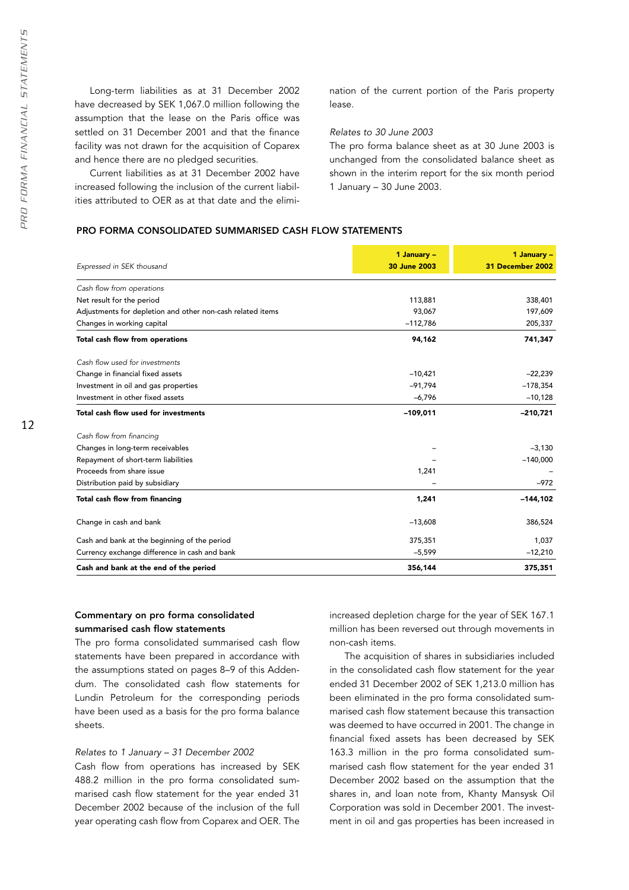Long-term liabilities as at 31 December 2002 have decreased by SEK 1,067.0 million following the assumption that the lease on the Paris office was settled on 31 December 2001 and that the finance facility was not drawn for the acquisition of Coparex and hence there are no pledged securities.

Current liabilities as at 31 December 2002 have increased following the inclusion of the current liabilities attributed to OER as at that date and the elimination of the current portion of the Paris property lease.

*Relates to 30 June 2003*

The pro forma balance sheet as at 30 June 2003 is unchanged from the consolidated balance sheet as shown in the interim report for the six month period 1 January – 30 June 2003.

## PRO FORMA CONSOLIDATED SUMMARISED CASH FLOW STATEMENTS

| *Expressed in SEK thousand* | **1 January – 30 June 2003** | **1 January – 31 December 2002** |
|---|---|---|
| *Cash flow from operations* | | |
| Net result for the period | 113,881 | 338,401 |
| Adjustments for depletion and other non-cash related items | 93,067 | 197,609 |
| Changes in working capital | –112,786 | 205,337 |
| **Total cash flow from operations** | **94,162** | **741,347** |
| *Cash flow used for investments* | | |
| Change in financial fixed assets | –10,421 | –22,239 |
| Investment in oil and gas properties | –91,794 | –178,354 |
| Investment in other fixed assets | –6,796 | –10,128 |
| **Total cash flow used for investments** | **–109,011** | **–210,721** |
| *Cash flow from financing* | | |
| Changes in long-term receivables | – | –3,130 |
| Repayment of short-term liabilities | – | –140,000 |
| Proceeds from share issue | 1,241 | – |
| Distribution paid by subsidiary | – | –972 |
| **Total cash flow from financing** | **1,241** | **–144,102** |
| Change in cash and bank | –13,608 | 386,524 |
| Cash and bank at the beginning of the period | 375,351 | 1,037 |
| Currency exchange difference in cash and bank | –5,599 | –12,210 |
| **Cash and bank at the end of the period** | **356,144** | **375,351** |

### Commentary on pro forma consolidated summarised cash flow statements

The pro forma consolidated summarised cash flow statements have been prepared in accordance with the assumptions stated on pages 8–9 of this Addendum. The consolidated cash flow statements for Lundin Petroleum for the corresponding periods have been used as a basis for the pro forma balance sheets.

*Relates to 1 January – 31 December 2002*

Cash flow from operations has increased by SEK 488.2 million in the pro forma consolidated summarised cash flow statement for the year ended 31 December 2002 because of the inclusion of the full year operating cash flow from Coparex and OER. The increased depletion charge for the year of SEK 167.1 million has been reversed out through movements in non-cash items.

The acquisition of shares in subsidiaries included in the consolidated cash flow statement for the year ended 31 December 2002 of SEK 1,213.0 million has been eliminated in the pro forma consolidated summarised cash flow statement because this transaction was deemed to have occurred in 2001. The change in financial fixed assets has been decreased by SEK 163.3 million in the pro forma consolidated summarised cash flow statement for the year ended 31 December 2002 based on the assumption that the shares in, and loan note from, Khanty Mansysk Oil Corporation was sold in December 2001. The investment in oil and gas properties has been increased in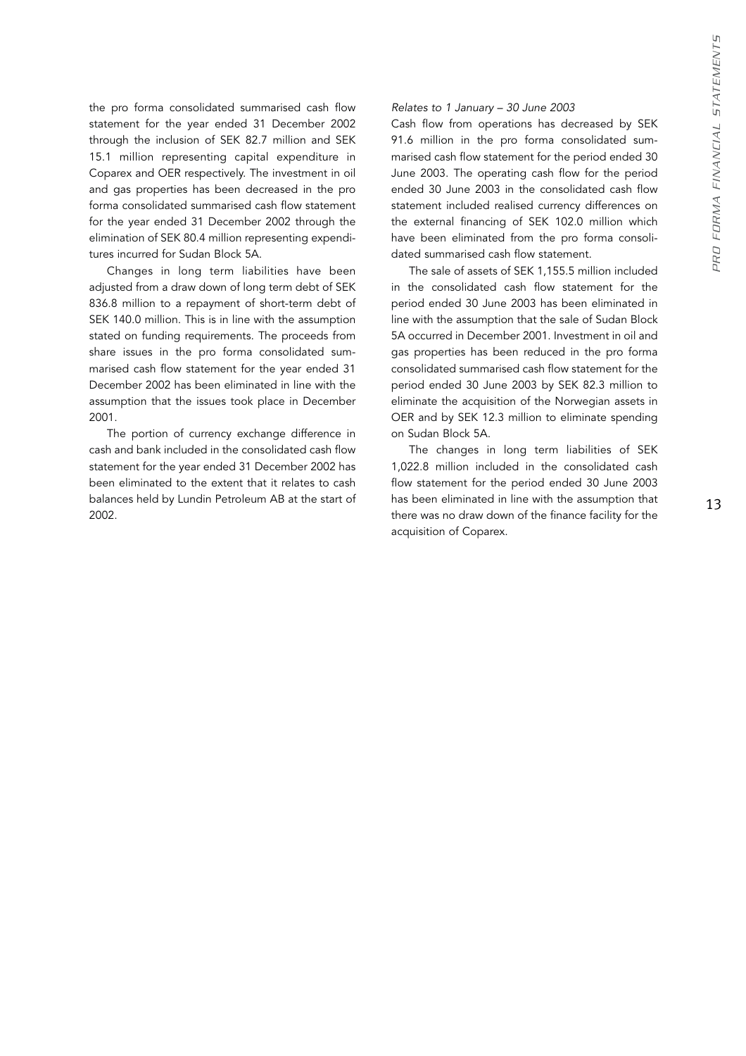the pro forma consolidated summarised cash flow statement for the year ended 31 December 2002 through the inclusion of SEK 82.7 million and SEK 15.1 million representing capital expenditure in Coparex and OER respectively. The investment in oil and gas properties has been decreased in the pro forma consolidated summarised cash flow statement for the year ended 31 December 2002 through the elimination of SEK 80.4 million representing expenditures incurred for Sudan Block 5A.

Changes in long term liabilities have been adjusted from a draw down of long term debt of SEK 836.8 million to a repayment of short-term debt of SEK 140.0 million. This is in line with the assumption stated on funding requirements. The proceeds from share issues in the pro forma consolidated summarised cash flow statement for the year ended 31 December 2002 has been eliminated in line with the assumption that the issues took place in December 2001.

The portion of currency exchange difference in cash and bank included in the consolidated cash flow statement for the year ended 31 December 2002 has been eliminated to the extent that it relates to cash balances held by Lundin Petroleum AB at the start of 2002.

*Relates to 1 January – 30 June 2003*

Cash flow from operations has decreased by SEK 91.6 million in the pro forma consolidated summarised cash flow statement for the period ended 30 June 2003. The operating cash flow for the period ended 30 June 2003 in the consolidated cash flow statement included realised currency differences on the external financing of SEK 102.0 million which have been eliminated from the pro forma consolidated summarised cash flow statement.

The sale of assets of SEK 1,155.5 million included in the consolidated cash flow statement for the period ended 30 June 2003 has been eliminated in line with the assumption that the sale of Sudan Block 5A occurred in December 2001. Investment in oil and gas properties has been reduced in the pro forma consolidated summarised cash flow statement for the period ended 30 June 2003 by SEK 82.3 million to eliminate the acquisition of the Norwegian assets in OER and by SEK 12.3 million to eliminate spending on Sudan Block 5A.

The changes in long term liabilities of SEK 1,022.8 million included in the consolidated cash flow statement for the period ended 30 June 2003 has been eliminated in line with the assumption that there was no draw down of the finance facility for the acquisition of Coparex.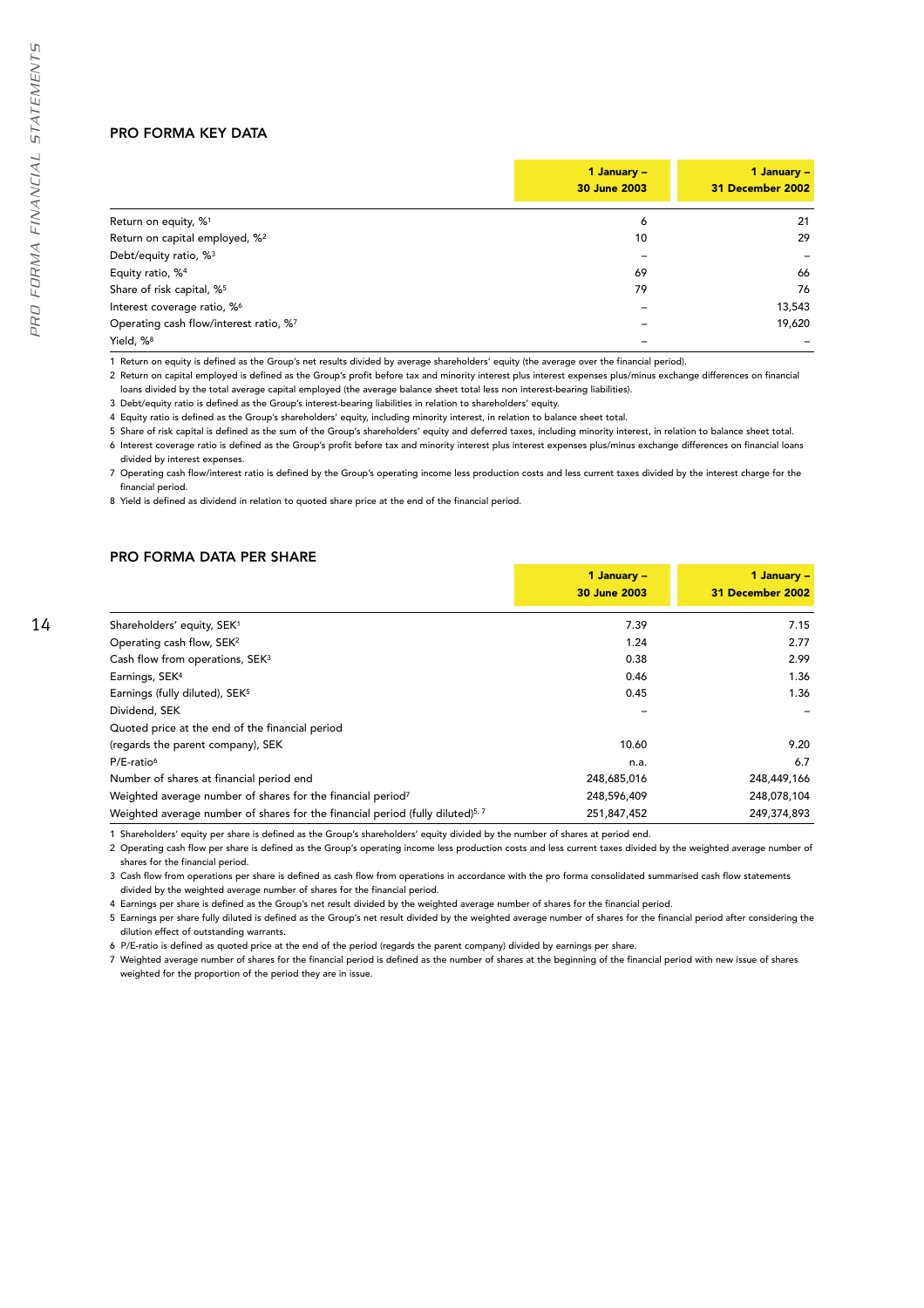## PRO FORMA KEY DATA

| | 1 January – 30 June 2003 | 1 January – 31 December 2002 |
|---|---|---|
| Return on equity, %[1] | 6 | 21 |
| Return on capital employed, %[2] | 10 | 29 |
| Debt/equity ratio, %[3] | – | – |
| Equity ratio, %[4] | 69 | 66 |
| Share of risk capital, %[5] | 79 | 76 |
| Interest coverage ratio, %[6] | – | 13,543 |
| Operating cash flow/interest ratio, %[7] | – | 19,620 |
| Yield, %[8] | – | – |

1 Return on equity is defined as the Group's net results divided by average shareholders' equity (the average over the financial period).

2 Return on capital employed is defined as the Group's profit before tax and minority interest plus interest expenses plus/minus exchange differences on financial loans divided by the total average capital employed (the average balance sheet total less non interest-bearing liabilities).

3 Debt/equity ratio is defined as the Group's interest-bearing liabilities in relation to shareholders' equity.

4 Equity ratio is defined as the Group's shareholders' equity, including minority interest, in relation to balance sheet total.

5 Share of risk capital is defined as the sum of the Group's shareholders' equity and deferred taxes, including minority interest, in relation to balance sheet total.

6 Interest coverage ratio is defined as the Group's profit before tax and minority interest plus interest expenses plus/minus exchange differences on financial loans divided by interest expenses.

7 Operating cash flow/interest ratio is defined by the Group's operating income less production costs and less current taxes divided by the interest charge for the financial period.

8 Yield is defined as dividend in relation to quoted share price at the end of the financial period.

## PRO FORMA DATA PER SHARE

| | 1 January – 30 June 2003 | 1 January – 31 December 2002 |
|---|---|---|
| Shareholders' equity, SEK[1] | 7.39 | 7.15 |
| Operating cash flow, SEK[2] | 1.24 | 2.77 |
| Cash flow from operations, SEK[3] | 0.38 | 2.99 |
| Earnings, SEK[4] | 0.46 | 1.36 |
| Earnings (fully diluted), SEK[5] | 0.45 | 1.36 |
| Dividend, SEK | – | – |
| Quoted price at the end of the financial period (regards the parent company), SEK | 10.60 | 9.20 |
| P/E-ratio[6] | n.a. | 6.7 |
| Number of shares at financial period end | 248,685,016 | 248,449,166 |
| Weighted average number of shares for the financial period[7] | 248,596,409 | 248,078,104 |
| Weighted average number of shares for the financial period (fully diluted)[5, 7] | 251,847,452 | 249,374,893 |

1 Shareholders' equity per share is defined as the Group's shareholders' equity divided by the number of shares at period end.

2 Operating cash flow per share is defined as the Group's operating income less production costs and less current taxes divided by the weighted average number of shares for the financial period.

3 Cash flow from operations per share is defined as cash flow from operations in accordance with the pro forma consolidated summarised cash flow statements divided by the weighted average number of shares for the financial period.

4 Earnings per share is defined as the Group's net result divided by the weighted average number of shares for the financial period.

5 Earnings per share fully diluted is defined as the Group's net result divided by the weighted average number of shares for the financial period after considering the dilution effect of outstanding warrants.

6 P/E-ratio is defined as quoted price at the end of the period (regards the parent company) divided by earnings per share.

7 Weighted average number of shares for the financial period is defined as the number of shares at the beginning of the financial period with new issue of shares weighted for the proportion of the period they are in issue.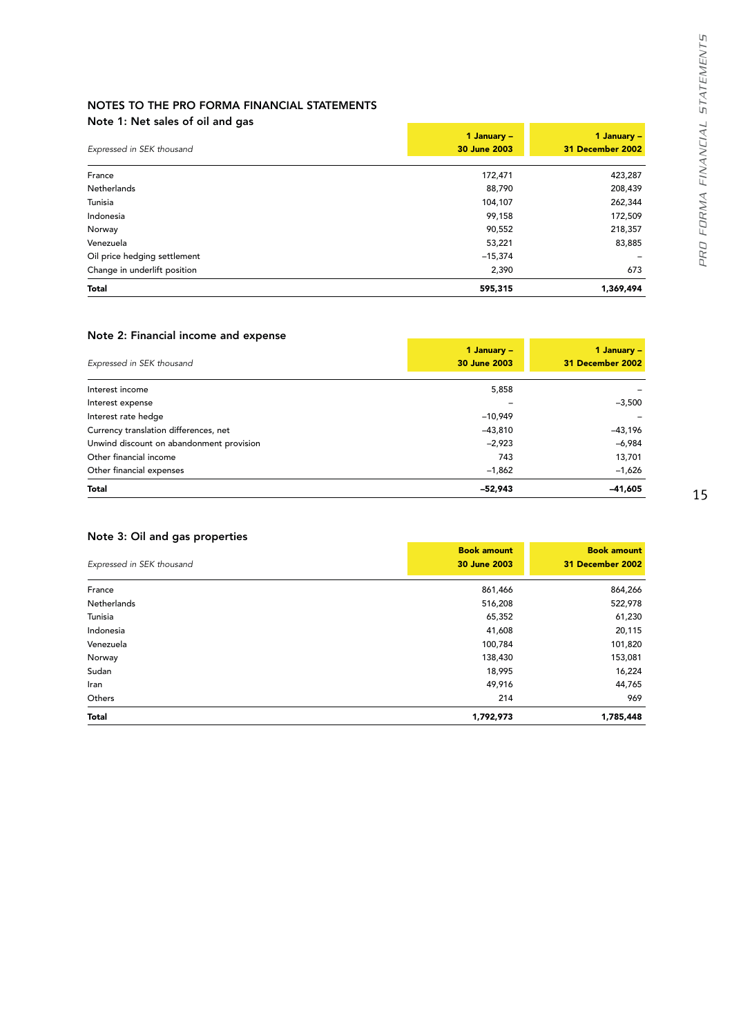## NOTES TO THE PRO FORMA FINANCIAL STATEMENTS

### Note 1: Net sales of oil and gas

| *Expressed in SEK thousand* | **1 January – 30 June 2003** | **1 January – 31 December 2002** |
|---|---|---|
| France | 172,471 | 423,287 |
| Netherlands | 88,790 | 208,439 |
| Tunisia | 104,107 | 262,344 |
| Indonesia | 99,158 | 172,509 |
| Norway | 90,552 | 218,357 |
| Venezuela | 53,221 | 83,885 |
| Oil price hedging settlement | –15,374 | – |
| Change in underlift position | 2,390 | 673 |
| **Total** | **595,315** | **1,369,494** |

### Note 2: Financial income and expense

| *Expressed in SEK thousand* | **1 January – 30 June 2003** | **1 January – 31 December 2002** |
|---|---|---|
| Interest income | 5,858 | – |
| Interest expense | – | –3,500 |
| Interest rate hedge | –10,949 | – |
| Currency translation differences, net | –43,810 | –43,196 |
| Unwind discount on abandonment provision | –2,923 | –6,984 |
| Other financial income | 743 | 13,701 |
| Other financial expenses | –1,862 | –1,626 |
| **Total** | **–52,943** | **–41,605** |

### Note 3: Oil and gas properties

| *Expressed in SEK thousand* | **Book amount 30 June 2003** | **Book amount 31 December 2002** |
|---|---|---|
| France | 861,466 | 864,266 |
| Netherlands | 516,208 | 522,978 |
| Tunisia | 65,352 | 61,230 |
| Indonesia | 41,608 | 20,115 |
| Venezuela | 100,784 | 101,820 |
| Norway | 138,430 | 153,081 |
| Sudan | 18,995 | 16,224 |
| Iran | 49,916 | 44,765 |
| Others | 214 | 969 |
| **Total** | **1,792,973** | **1,785,448** |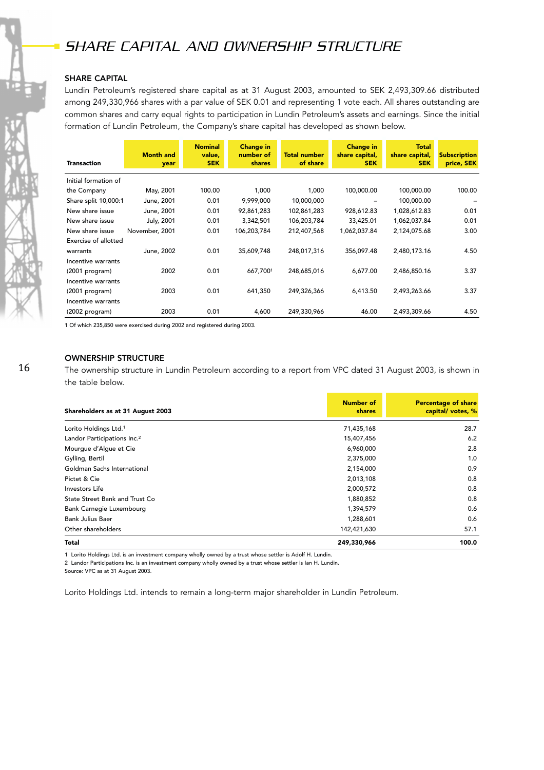# SHARE CAPITAL AND OWNERSHIP STRUCTURE

## SHARE CAPITAL

Lundin Petroleum's registered share capital as at 31 August 2003, amounted to SEK 2,493,309.66 distributed among 249,330,966 shares with a par value of SEK 0.01 and representing 1 vote each. All shares outstanding are common shares and carry equal rights to participation in Lundin Petroleum's assets and earnings. Since the initial formation of Lundin Petroleum, the Company's share capital has developed as shown below.

| Transaction | Month and year | Nominal value, SEK | Change in number of shares | Total number of share | Change in share capital, SEK | Total share capital, SEK | Subscription price, SEK |
|---|---|---|---|---|---|---|---|
| Initial formation of the Company | May, 2001 | 100.00 | 1,000 | 1,000 | 100,000.00 | 100,000.00 | 100.00 |
| Share split 10,000:1 | June, 2001 | 0.01 | 9,999,000 | 10,000,000 | – | 100,000.00 | – |
| New share issue | June, 2001 | 0.01 | 92,861,283 | 102,861,283 | 928,612.83 | 1,028,612.83 | 0.01 |
| New share issue | July, 2001 | 0.01 | 3,342,501 | 106,203,784 | 33,425.01 | 1,062,037.84 | 0.01 |
| New share issue | November, 2001 | 0.01 | 106,203,784 | 212,407,568 | 1,062,037.84 | 2,124,075.68 | 3.00 |
| Exercise of allotted warrants | June, 2002 | 0.01 | 35,609,748 | 248,017,316 | 356,097.48 | 2,480,173.16 | 4.50 |
| Incentive warrants (2001 program) | 2002 | 0.01 | 667,700[1] | 248,685,016 | 6,677.00 | 2,486,850.16 | 3.37 |
| Incentive warrants (2001 program) | 2003 | 0.01 | 641,350 | 249,326,366 | 6,413.50 | 2,493,263.66 | 3.37 |
| Incentive warrants (2002 program) | 2003 | 0.01 | 4,600 | 249,330,966 | 46.00 | 2,493,309.66 | 4.50 |

1 Of which 235,850 were exercised during 2002 and registered during 2003.

## OWNERSHIP STRUCTURE

The ownership structure in Lundin Petroleum according to a report from VPC dated 31 August 2003, is shown in the table below.

| Shareholders as at 31 August 2003 | Number of shares | Percentage of share capital/ votes, % |
|---|---|---|
| Lorito Holdings Ltd.[1] | 71,435,168 | 28.7 |
| Landor Participations Inc.[2] | 15,407,456 | 6.2 |
| Mourgue d'Algue et Cie | 6,960,000 | 2.8 |
| Gylling, Bertil | 2,375,000 | 1.0 |
| Goldman Sachs International | 2,154,000 | 0.9 |
| Pictet & Cie | 2,013,108 | 0.8 |
| Investors Life | 2,000,572 | 0.8 |
| State Street Bank and Trust Co | 1,880,852 | 0.8 |
| Bank Carnegie Luxembourg | 1,394,579 | 0.6 |
| Bank Julius Baer | 1,288,601 | 0.6 |
| Other shareholders | 142,421,630 | 57.1 |
| **Total** | **249,330,966** | **100.0** |

1 Lorito Holdings Ltd. is an investment company wholly owned by a trust whose settler is Adolf H. Lundin.
2 Landor Participations Inc. is an investment company wholly owned by a trust whose settler is Ian H. Lundin.
Source: VPC as at 31 August 2003.

Lorito Holdings Ltd. intends to remain a long-term major shareholder in Lundin Petroleum.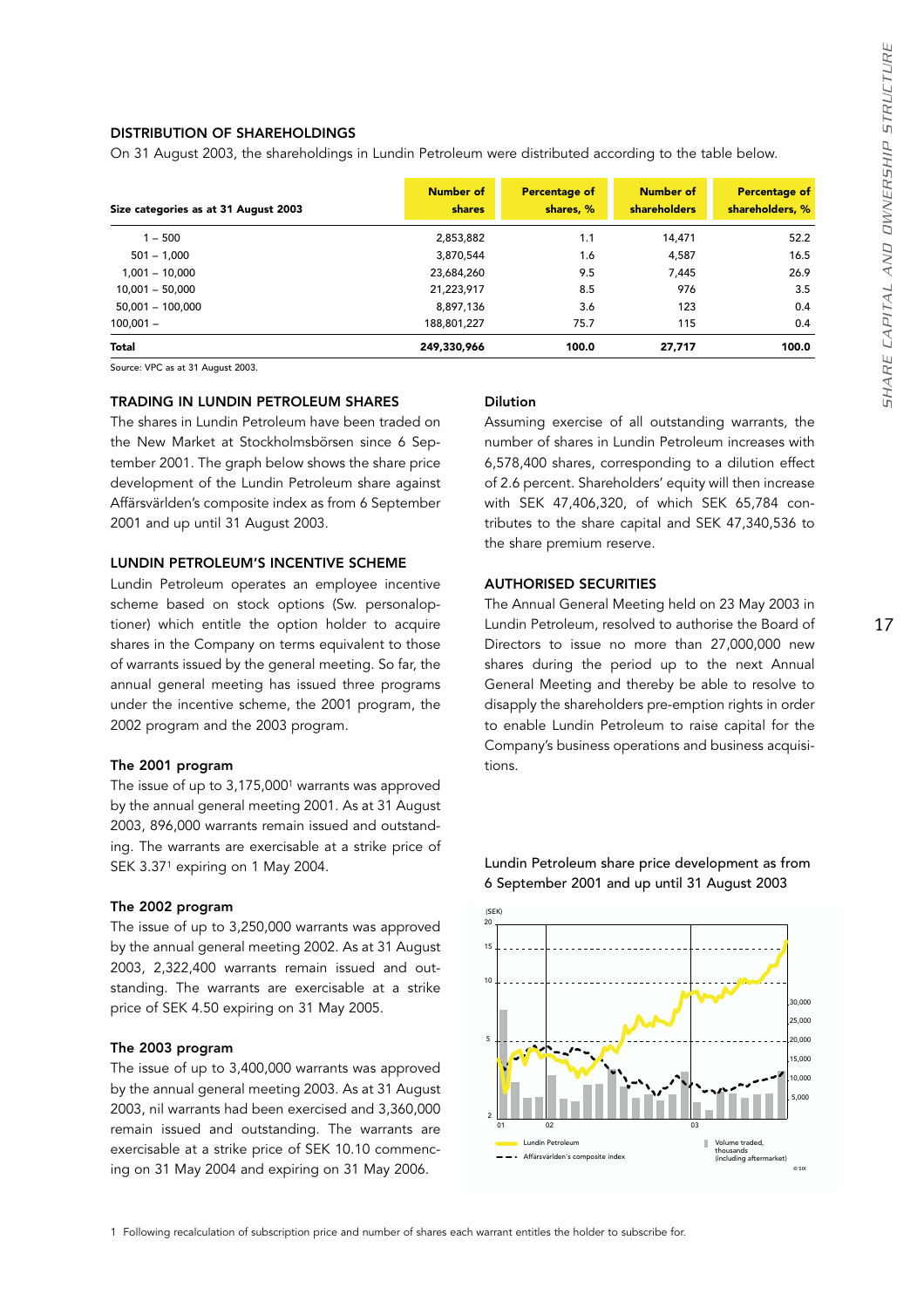## DISTRIBUTION OF SHAREHOLDINGS

On 31 August 2003, the shareholdings in Lundin Petroleum were distributed according to the table below.

| Size categories as at 31 August 2003 | Number of shares | Percentage of shares, % | Number of shareholders | Percentage of shareholders, % |
|---|---|---|---|---|
| 1 – 500 | 2,853,882 | 1.1 | 14,471 | 52.2 |
| 501 – 1,000 | 3,870,544 | 1.6 | 4,587 | 16.5 |
| 1,001 – 10,000 | 23,684,260 | 9.5 | 7,445 | 26.9 |
| 10,001 – 50,000 | 21,223,917 | 8.5 | 976 | 3.5 |
| 50,001 – 100,000 | 8,897,136 | 3.6 | 123 | 0.4 |
| 100,001 – | 188,801,227 | 75.7 | 115 | 0.4 |
| **Total** | **249,330,966** | **100.0** | **27,717** | **100.0** |

Source: VPC as at 31 August 2003.

## TRADING IN LUNDIN PETROLEUM SHARES

The shares in Lundin Petroleum have been traded on the New Market at Stockholmsbörsen since 6 September 2001. The graph below shows the share price development of the Lundin Petroleum share against Affärsvärlden's composite index as from 6 September 2001 and up until 31 August 2003.

## LUNDIN PETROLEUM'S INCENTIVE SCHEME

Lundin Petroleum operates an employee incentive scheme based on stock options (Sw. personaloptioner) which entitle the option holder to acquire shares in the Company on terms equivalent to those of warrants issued by the general meeting. So far, the annual general meeting has issued three programs under the incentive scheme, the 2001 program, the 2002 program and the 2003 program.

### The 2001 program

The issue of up to 3,175,000[1] warrants was approved by the annual general meeting 2001. As at 31 August 2003, 896,000 warrants remain issued and outstanding. The warrants are exercisable at a strike price of SEK 3.37[1] expiring on 1 May 2004.

### The 2002 program

The issue of up to 3,250,000 warrants was approved by the annual general meeting 2002. As at 31 August 2003, 2,322,400 warrants remain issued and outstanding. The warrants are exercisable at a strike price of SEK 4.50 expiring on 31 May 2005.

### The 2003 program

The issue of up to 3,400,000 warrants was approved by the annual general meeting 2003. As at 31 August 2003, nil warrants had been exercised and 3,360,000 remain issued and outstanding. The warrants are exercisable at a strike price of SEK 10.10 commencing on 31 May 2004 and expiring on 31 May 2006.

### Dilution

Assuming exercise of all outstanding warrants, the number of shares in Lundin Petroleum increases with 6,578,400 shares, corresponding to a dilution effect of 2.6 percent. Shareholders' equity will then increase with SEK 47,406,320, of which SEK 65,784 contributes to the share capital and SEK 47,340,536 to the share premium reserve.

## AUTHORISED SECURITIES

The Annual General Meeting held on 23 May 2003 in Lundin Petroleum, resolved to authorise the Board of Directors to issue no more than 27,000,000 new shares during the period up to the next Annual General Meeting and thereby be able to resolve to disapply the shareholders pre-emption rights in order to enable Lundin Petroleum to raise capital for the Company's business operations and business acquisitions.

Lundin Petroleum share price development as from 6 September 2001 and up until 31 August 2003

1 Following recalculation of subscription price and number of shares each warrant entitles the holder to subscribe for.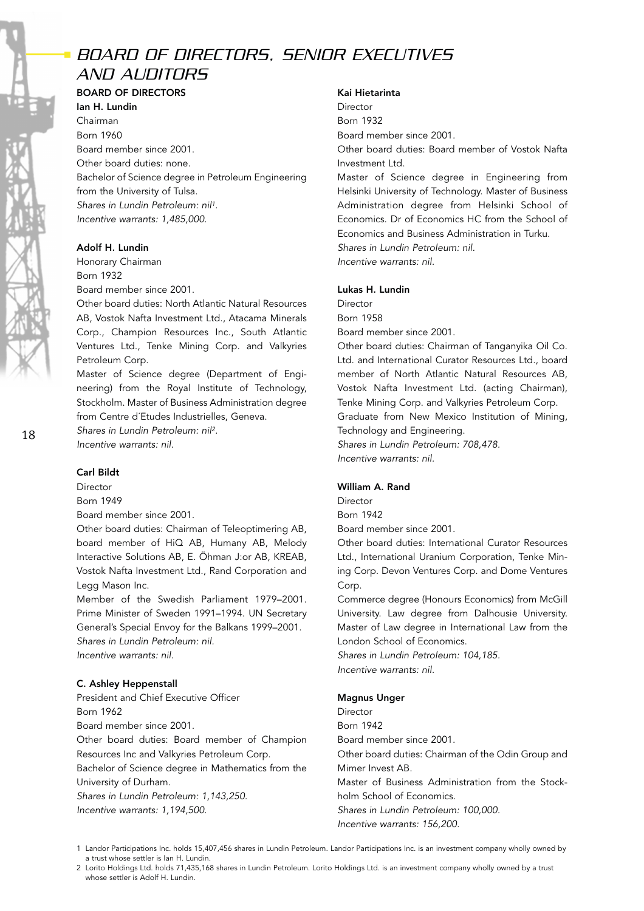# BOARD OF DIRECTORS, SENIOR EXECUTIVES AND AUDITORS

## BOARD OF DIRECTORS

**Ian H. Lundin**
Chairman
Born 1960
Board member since 2001.
Other board duties: none.
Bachelor of Science degree in Petroleum Engineering from the University of Tulsa.
*Shares in Lundin Petroleum: nil[1].*
*Incentive warrants: 1,485,000.*

**Adolf H. Lundin**
Honorary Chairman
Born 1932
Board member since 2001.
Other board duties: North Atlantic Natural Resources AB, Vostok Nafta Investment Ltd., Atacama Minerals Corp., Champion Resources Inc., South Atlantic Ventures Ltd., Tenke Mining Corp. and Valkyries Petroleum Corp.
Master of Science degree (Department of Engineering) from the Royal Institute of Technology, Stockholm. Master of Business Administration degree from Centre d´Etudes Industrielles, Geneva.
*Shares in Lundin Petroleum: nil[2].*
*Incentive warrants: nil.*

**Carl Bildt**
Director
Born 1949
Board member since 2001.
Other board duties: Chairman of Teleoptimering AB, board member of HiQ AB, Humany AB, Melody Interactive Solutions AB, E. Öhman J:or AB, KREAB, Vostok Nafta Investment Ltd., Rand Corporation and Legg Mason Inc.
Member of the Swedish Parliament 1979–2001. Prime Minister of Sweden 1991–1994. UN Secretary General's Special Envoy for the Balkans 1999–2001.
*Shares in Lundin Petroleum: nil.*
*Incentive warrants: nil.*

**C. Ashley Heppenstall**
President and Chief Executive Officer
Born 1962
Board member since 2001.
Other board duties: Board member of Champion Resources Inc and Valkyries Petroleum Corp.
Bachelor of Science degree in Mathematics from the University of Durham.
*Shares in Lundin Petroleum: 1,143,250.*
*Incentive warrants: 1,194,500.*

**Kai Hietarinta**
Director
Born 1932
Board member since 2001.
Other board duties: Board member of Vostok Nafta Investment Ltd.
Master of Science degree in Engineering from Helsinki University of Technology. Master of Business Administration degree from Helsinki School of Economics. Dr of Economics HC from the School of Economics and Business Administration in Turku.
*Shares in Lundin Petroleum: nil.*
*Incentive warrants: nil.*

**Lukas H. Lundin**
Director
Born 1958
Board member since 2001.
Other board duties: Chairman of Tanganyika Oil Co. Ltd. and International Curator Resources Ltd., board member of North Atlantic Natural Resources AB, Vostok Nafta Investment Ltd. (acting Chairman), Tenke Mining Corp. and Valkyries Petroleum Corp.
Graduate from New Mexico Institution of Mining, Technology and Engineering.
*Shares in Lundin Petroleum: 708,478.*
*Incentive warrants: nil.*

**William A. Rand**
Director
Born 1942
Board member since 2001.
Other board duties: International Curator Resources Ltd., International Uranium Corporation, Tenke Mining Corp. Devon Ventures Corp. and Dome Ventures Corp.
Commerce degree (Honours Economics) from McGill University. Law degree from Dalhousie University. Master of Law degree in International Law from the London School of Economics.
*Shares in Lundin Petroleum: 104,185.*
*Incentive warrants: nil.*

**Magnus Unger**
Director
Born 1942
Board member since 2001.
Other board duties: Chairman of the Odin Group and Mimer Invest AB.
Master of Business Administration from the Stockholm School of Economics.
*Shares in Lundin Petroleum: 100,000.*
*Incentive warrants: 156,200.*

1 Landor Participations Inc. holds 15,407,456 shares in Lundin Petroleum. Landor Participations Inc. is an investment company wholly owned by a trust whose settler is Ian H. Lundin.

2 Lorito Holdings Ltd. holds 71,435,168 shares in Lundin Petroleum. Lorito Holdings Ltd. is an investment company wholly owned by a trust whose settler is Adolf H. Lundin.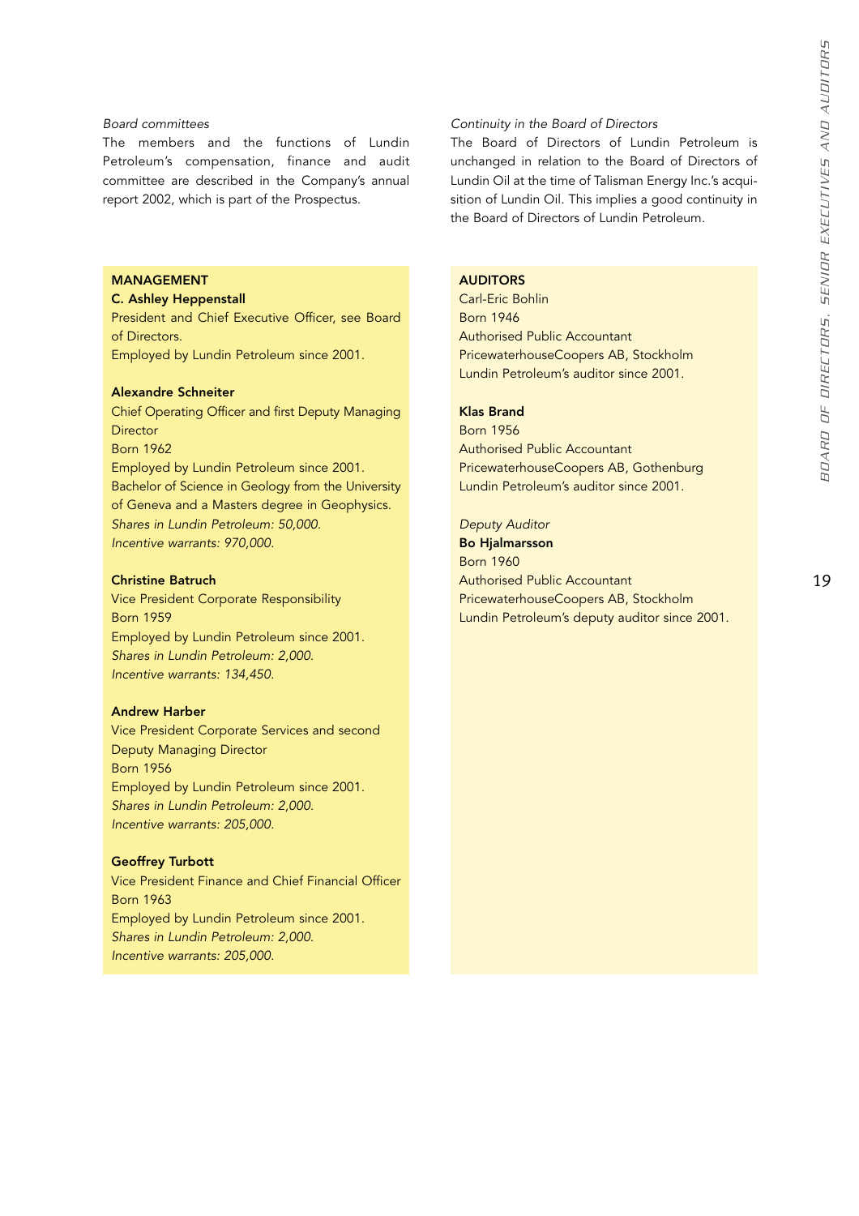*Board committees*

The members and the functions of Lundin Petroleum's compensation, finance and audit committee are described in the Company's annual report 2002, which is part of the Prospectus.

*Continuity in the Board of Directors*

The Board of Directors of Lundin Petroleum is unchanged in relation to the Board of Directors of Lundin Oil at the time of Talisman Energy Inc.'s acquisition of Lundin Oil. This implies a good continuity in the Board of Directors of Lundin Petroleum.

## MANAGEMENT

**C. Ashley Heppenstall**
President and Chief Executive Officer, see Board of Directors.
Employed by Lundin Petroleum since 2001.

**Alexandre Schneiter**
Chief Operating Officer and first Deputy Managing Director
Born 1962
Employed by Lundin Petroleum since 2001.
Bachelor of Science in Geology from the University of Geneva and a Masters degree in Geophysics.
*Shares in Lundin Petroleum: 50,000.*
*Incentive warrants: 970,000.*

**Christine Batruch**
Vice President Corporate Responsibility
Born 1959
Employed by Lundin Petroleum since 2001.
*Shares in Lundin Petroleum: 2,000.*
*Incentive warrants: 134,450.*

**Andrew Harber**
Vice President Corporate Services and second Deputy Managing Director
Born 1956
Employed by Lundin Petroleum since 2001.
*Shares in Lundin Petroleum: 2,000.*
*Incentive warrants: 205,000.*

**Geoffrey Turbott**
Vice President Finance and Chief Financial Officer
Born 1963
Employed by Lundin Petroleum since 2001.
*Shares in Lundin Petroleum: 2,000.*
*Incentive warrants: 205,000.*

## AUDITORS

Carl-Eric Bohlin
Born 1946
Authorised Public Accountant
PricewaterhouseCoopers AB, Stockholm
Lundin Petroleum's auditor since 2001.

**Klas Brand**
Born 1956
Authorised Public Accountant
PricewaterhouseCoopers AB, Gothenburg
Lundin Petroleum's auditor since 2001.

*Deputy Auditor*
**Bo Hjalmarsson**
Born 1960
Authorised Public Accountant
PricewaterhouseCoopers AB, Stockholm
Lundin Petroleum's deputy auditor since 2001.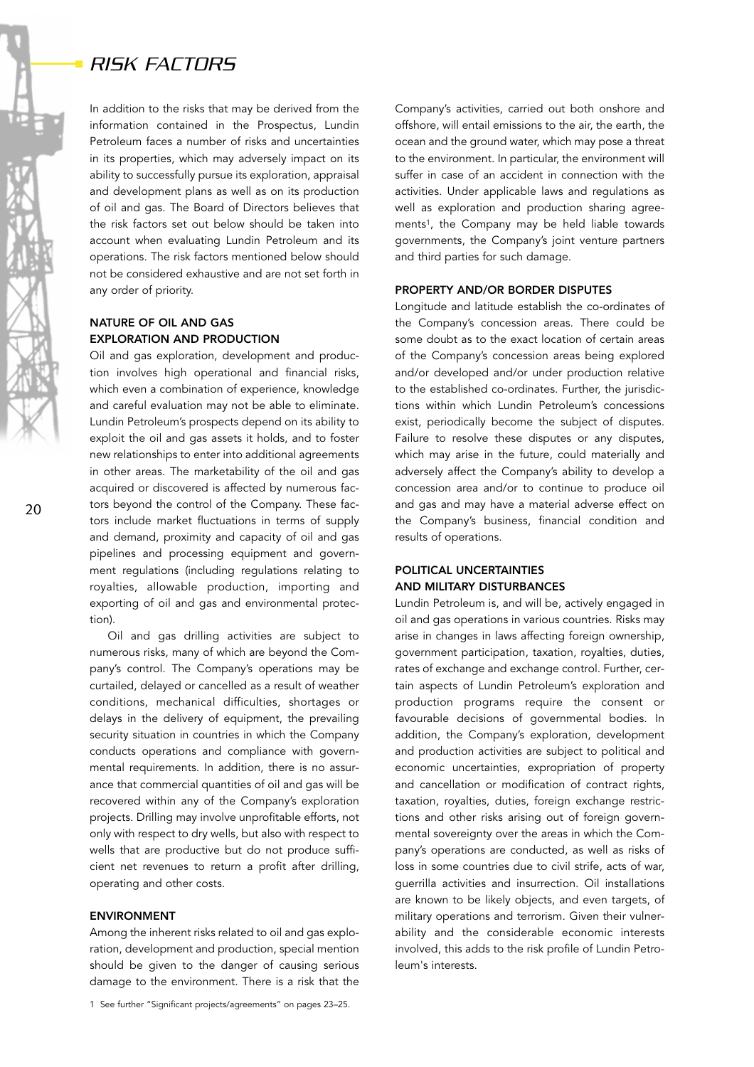# RISK FACTORS

In addition to the risks that may be derived from the information contained in the Prospectus, Lundin Petroleum faces a number of risks and uncertainties in its properties, which may adversely impact on its ability to successfully pursue its exploration, appraisal and development plans as well as on its production of oil and gas. The Board of Directors believes that the risk factors set out below should be taken into account when evaluating Lundin Petroleum and its operations. The risk factors mentioned below should not be considered exhaustive and are not set forth in any order of priority.

## NATURE OF OIL AND GAS EXPLORATION AND PRODUCTION

Oil and gas exploration, development and production involves high operational and financial risks, which even a combination of experience, knowledge and careful evaluation may not be able to eliminate. Lundin Petroleum's prospects depend on its ability to exploit the oil and gas assets it holds, and to foster new relationships to enter into additional agreements in other areas. The marketability of the oil and gas acquired or discovered is affected by numerous factors beyond the control of the Company. These factors include market fluctuations in terms of supply and demand, proximity and capacity of oil and gas pipelines and processing equipment and government regulations (including regulations relating to royalties, allowable production, importing and exporting of oil and gas and environmental protection).

Oil and gas drilling activities are subject to numerous risks, many of which are beyond the Company's control. The Company's operations may be curtailed, delayed or cancelled as a result of weather conditions, mechanical difficulties, shortages or delays in the delivery of equipment, the prevailing security situation in countries in which the Company conducts operations and compliance with governmental requirements. In addition, there is no assurance that commercial quantities of oil and gas will be recovered within any of the Company's exploration projects. Drilling may involve unprofitable efforts, not only with respect to dry wells, but also with respect to wells that are productive but do not produce sufficient net revenues to return a profit after drilling, operating and other costs.

## ENVIRONMENT

Among the inherent risks related to oil and gas exploration, development and production, special mention should be given to the danger of causing serious damage to the environment. There is a risk that the Company's activities, carried out both onshore and offshore, will entail emissions to the air, the earth, the ocean and the ground water, which may pose a threat to the environment. In particular, the environment will suffer in case of an accident in connection with the activities. Under applicable laws and regulations as well as exploration and production sharing agreements[1], the Company may be held liable towards governments, the Company's joint venture partners and third parties for such damage.

## PROPERTY AND/OR BORDER DISPUTES

Longitude and latitude establish the co-ordinates of the Company's concession areas. There could be some doubt as to the exact location of certain areas of the Company's concession areas being explored and/or developed and/or under production relative to the established co-ordinates. Further, the jurisdictions within which Lundin Petroleum's concessions exist, periodically become the subject of disputes. Failure to resolve these disputes or any disputes, which may arise in the future, could materially and adversely affect the Company's ability to develop a concession area and/or to continue to produce oil and gas and may have a material adverse effect on the Company's business, financial condition and results of operations.

## POLITICAL UNCERTAINTIES AND MILITARY DISTURBANCES

Lundin Petroleum is, and will be, actively engaged in oil and gas operations in various countries. Risks may arise in changes in laws affecting foreign ownership, government participation, taxation, royalties, duties, rates of exchange and exchange control. Further, certain aspects of Lundin Petroleum's exploration and production programs require the consent or favourable decisions of governmental bodies. In addition, the Company's exploration, development and production activities are subject to political and economic uncertainties, expropriation of property and cancellation or modification of contract rights, taxation, royalties, duties, foreign exchange restrictions and other risks arising out of foreign governmental sovereignty over the areas in which the Company's operations are conducted, as well as risks of loss in some countries due to civil strife, acts of war, guerrilla activities and insurrection. Oil installations are known to be likely objects, and even targets, of military operations and terrorism. Given their vulnerability and the considerable economic interests involved, this adds to the risk profile of Lundin Petroleum's interests.

[1] See further "Significant projects/agreements" on pages 23–25.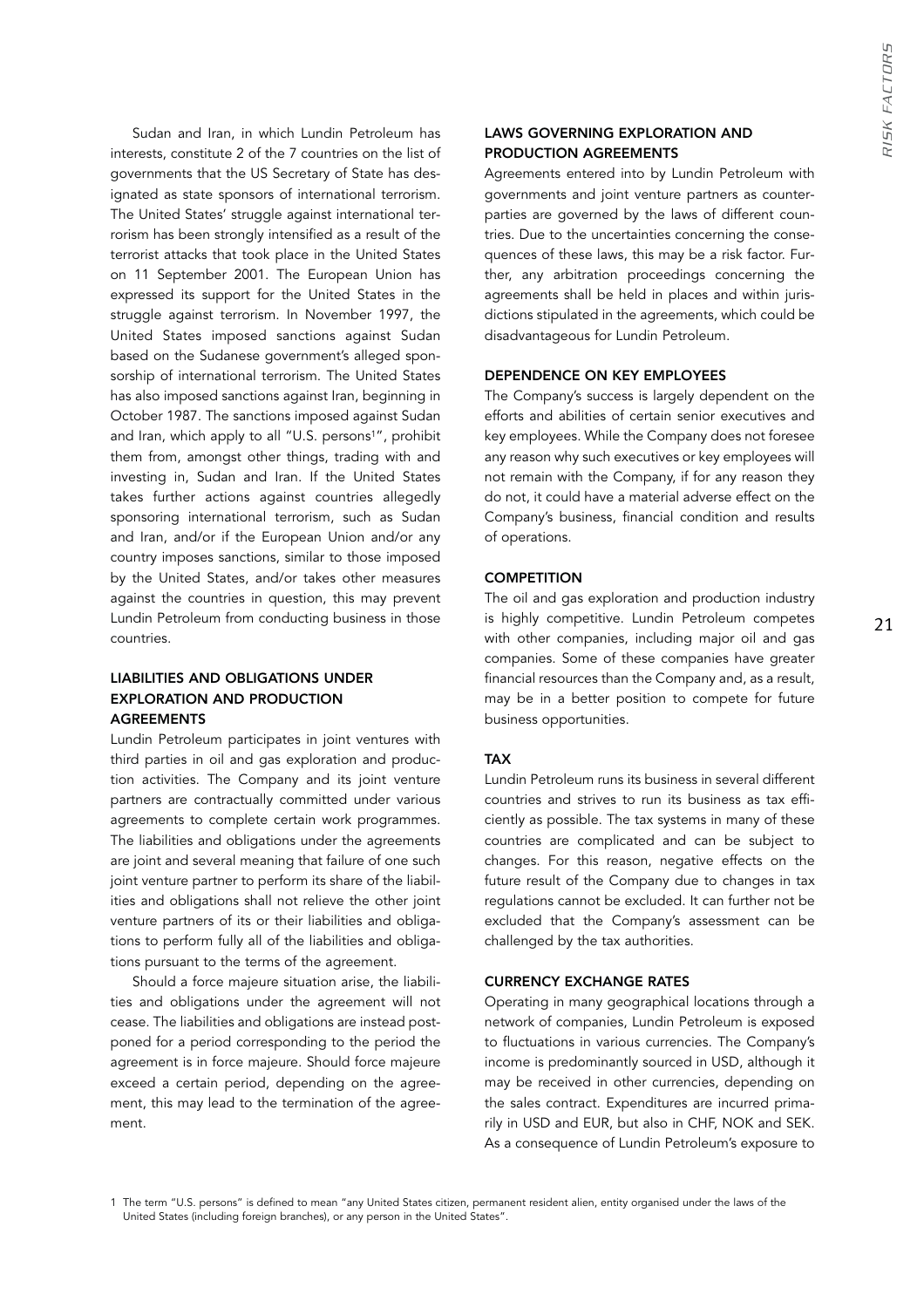Sudan and Iran, in which Lundin Petroleum has interests, constitute 2 of the 7 countries on the list of governments that the US Secretary of State has designated as state sponsors of international terrorism. The United States' struggle against international terrorism has been strongly intensified as a result of the terrorist attacks that took place in the United States on 11 September 2001. The European Union has expressed its support for the United States in the struggle against terrorism. In November 1997, the United States imposed sanctions against Sudan based on the Sudanese government's alleged sponsorship of international terrorism. The United States has also imposed sanctions against Iran, beginning in October 1987. The sanctions imposed against Sudan and Iran, which apply to all "U.S. persons[1]", prohibit them from, amongst other things, trading with and investing in, Sudan and Iran. If the United States takes further actions against countries allegedly sponsoring international terrorism, such as Sudan and Iran, and/or if the European Union and/or any country imposes sanctions, similar to those imposed by the United States, and/or takes other measures against the countries in question, this may prevent Lundin Petroleum from conducting business in those countries.

### LIABILITIES AND OBLIGATIONS UNDER EXPLORATION AND PRODUCTION AGREEMENTS

Lundin Petroleum participates in joint ventures with third parties in oil and gas exploration and production activities. The Company and its joint venture partners are contractually committed under various agreements to complete certain work programmes. The liabilities and obligations under the agreements are joint and several meaning that failure of one such joint venture partner to perform its share of the liabilities and obligations shall not relieve the other joint venture partners of its or their liabilities and obligations to perform fully all of the liabilities and obligations pursuant to the terms of the agreement.

Should a force majeure situation arise, the liabilities and obligations under the agreement will not cease. The liabilities and obligations are instead postponed for a period corresponding to the period the agreement is in force majeure. Should force majeure exceed a certain period, depending on the agreement, this may lead to the termination of the agreement.

### LAWS GOVERNING EXPLORATION AND PRODUCTION AGREEMENTS

Agreements entered into by Lundin Petroleum with governments and joint venture partners as counterparties are governed by the laws of different countries. Due to the uncertainties concerning the consequences of these laws, this may be a risk factor. Further, any arbitration proceedings concerning the agreements shall be held in places and within jurisdictions stipulated in the agreements, which could be disadvantageous for Lundin Petroleum.

### DEPENDENCE ON KEY EMPLOYEES

The Company's success is largely dependent on the efforts and abilities of certain senior executives and key employees. While the Company does not foresee any reason why such executives or key employees will not remain with the Company, if for any reason they do not, it could have a material adverse effect on the Company's business, financial condition and results of operations.

### COMPETITION

The oil and gas exploration and production industry is highly competitive. Lundin Petroleum competes with other companies, including major oil and gas companies. Some of these companies have greater financial resources than the Company and, as a result, may be in a better position to compete for future business opportunities.

### TAX

Lundin Petroleum runs its business in several different countries and strives to run its business as tax efficiently as possible. The tax systems in many of these countries are complicated and can be subject to changes. For this reason, negative effects on the future result of the Company due to changes in tax regulations cannot be excluded. It can further not be excluded that the Company's assessment can be challenged by the tax authorities.

### CURRENCY EXCHANGE RATES

Operating in many geographical locations through a network of companies, Lundin Petroleum is exposed to fluctuations in various currencies. The Company's income is predominantly sourced in USD, although it may be received in other currencies, depending on the sales contract. Expenditures are incurred primarily in USD and EUR, but also in CHF, NOK and SEK. As a consequence of Lundin Petroleum's exposure to

[1] The term "U.S. persons" is defined to mean "any United States citizen, permanent resident alien, entity organised under the laws of the United States (including foreign branches), or any person in the United States".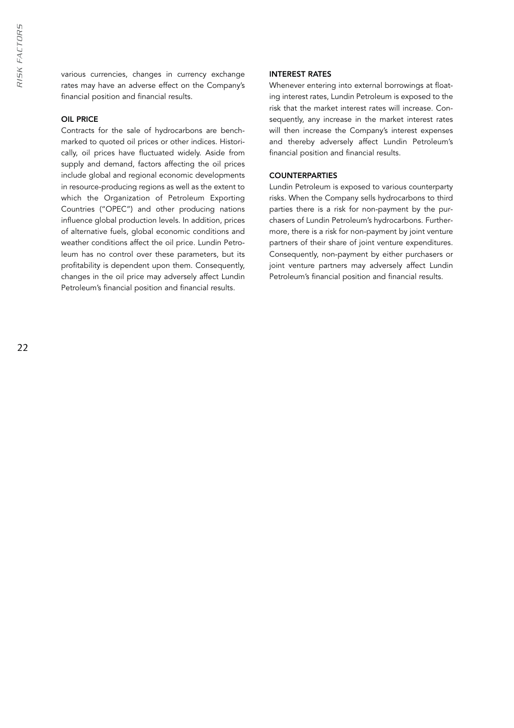various currencies, changes in currency exchange rates may have an adverse effect on the Company's financial position and financial results.

### OIL PRICE

Contracts for the sale of hydrocarbons are benchmarked to quoted oil prices or other indices. Historically, oil prices have fluctuated widely. Aside from supply and demand, factors affecting the oil prices include global and regional economic developments in resource-producing regions as well as the extent to which the Organization of Petroleum Exporting Countries ("OPEC") and other producing nations influence global production levels. In addition, prices of alternative fuels, global economic conditions and weather conditions affect the oil price. Lundin Petroleum has no control over these parameters, but its profitability is dependent upon them. Consequently, changes in the oil price may adversely affect Lundin Petroleum's financial position and financial results.

### INTEREST RATES

Whenever entering into external borrowings at floating interest rates, Lundin Petroleum is exposed to the risk that the market interest rates will increase. Consequently, any increase in the market interest rates will then increase the Company's interest expenses and thereby adversely affect Lundin Petroleum's financial position and financial results.

### COUNTERPARTIES

Lundin Petroleum is exposed to various counterparty risks. When the Company sells hydrocarbons to third parties there is a risk for non-payment by the purchasers of Lundin Petroleum's hydrocarbons. Furthermore, there is a risk for non-payment by joint venture partners of their share of joint venture expenditures. Consequently, non-payment by either purchasers or joint venture partners may adversely affect Lundin Petroleum's financial position and financial results.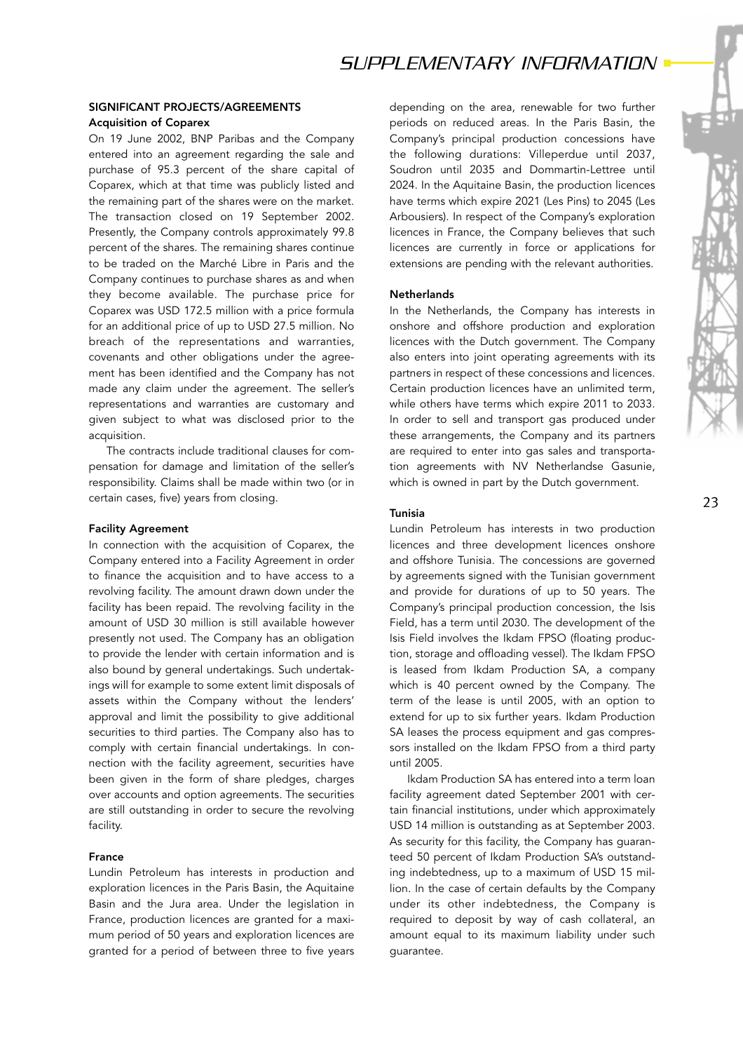## SIGNIFICANT PROJECTS/AGREEMENTS

### Acquisition of Coparex

On 19 June 2002, BNP Paribas and the Company entered into an agreement regarding the sale and purchase of 95.3 percent of the share capital of Coparex, which at that time was publicly listed and the remaining part of the shares were on the market. The transaction closed on 19 September 2002. Presently, the Company controls approximately 99.8 percent of the shares. The remaining shares continue to be traded on the Marché Libre in Paris and the Company continues to purchase shares as and when they become available. The purchase price for Coparex was USD 172.5 million with a price formula for an additional price of up to USD 27.5 million. No breach of the representations and warranties, covenants and other obligations under the agreement has been identified and the Company has not made any claim under the agreement. The seller's representations and warranties are customary and given subject to what was disclosed prior to the acquisition.

The contracts include traditional clauses for compensation for damage and limitation of the seller's responsibility. Claims shall be made within two (or in certain cases, five) years from closing.

### Facility Agreement

In connection with the acquisition of Coparex, the Company entered into a Facility Agreement in order to finance the acquisition and to have access to a revolving facility. The amount drawn down under the facility has been repaid. The revolving facility in the amount of USD 30 million is still available however presently not used. The Company has an obligation to provide the lender with certain information and is also bound by general undertakings. Such undertakings will for example to some extent limit disposals of assets within the Company without the lenders' approval and limit the possibility to give additional securities to third parties. The Company also has to comply with certain financial undertakings. In connection with the facility agreement, securities have been given in the form of share pledges, charges over accounts and option agreements. The securities are still outstanding in order to secure the revolving facility.

### France

Lundin Petroleum has interests in production and exploration licences in the Paris Basin, the Aquitaine Basin and the Jura area. Under the legislation in France, production licences are granted for a maximum period of 50 years and exploration licences are granted for a period of between three to five years depending on the area, renewable for two further periods on reduced areas. In the Paris Basin, the Company's principal production concessions have the following durations: Villeperdue until 2037, Soudron until 2035 and Dommartin-Lettree until 2024. In the Aquitaine Basin, the production licences have terms which expire 2021 (Les Pins) to 2045 (Les Arbousiers). In respect of the Company's exploration licences in France, the Company believes that such licences are currently in force or applications for extensions are pending with the relevant authorities.

### Netherlands

In the Netherlands, the Company has interests in onshore and offshore production and exploration licences with the Dutch government. The Company also enters into joint operating agreements with its partners in respect of these concessions and licences. Certain production licences have an unlimited term, while others have terms which expire 2011 to 2033. In order to sell and transport gas produced under these arrangements, the Company and its partners are required to enter into gas sales and transportation agreements with NV Netherlandse Gasunie, which is owned in part by the Dutch government.

### Tunisia

Lundin Petroleum has interests in two production licences and three development licences onshore and offshore Tunisia. The concessions are governed by agreements signed with the Tunisian government and provide for durations of up to 50 years. The Company's principal production concession, the Isis Field, has a term until 2030. The development of the Isis Field involves the Ikdam FPSO (floating production, storage and offloading vessel). The Ikdam FPSO is leased from Ikdam Production SA, a company which is 40 percent owned by the Company. The term of the lease is until 2005, with an option to extend for up to six further years. Ikdam Production SA leases the process equipment and gas compressors installed on the Ikdam FPSO from a third party until 2005.

Ikdam Production SA has entered into a term loan facility agreement dated September 2001 with certain financial institutions, under which approximately USD 14 million is outstanding as at September 2003. As security for this facility, the Company has guaranteed 50 percent of Ikdam Production SA's outstanding indebtedness, up to a maximum of USD 15 million. In the case of certain defaults by the Company under its other indebtedness, the Company is required to deposit by way of cash collateral, an amount equal to its maximum liability under such guarantee.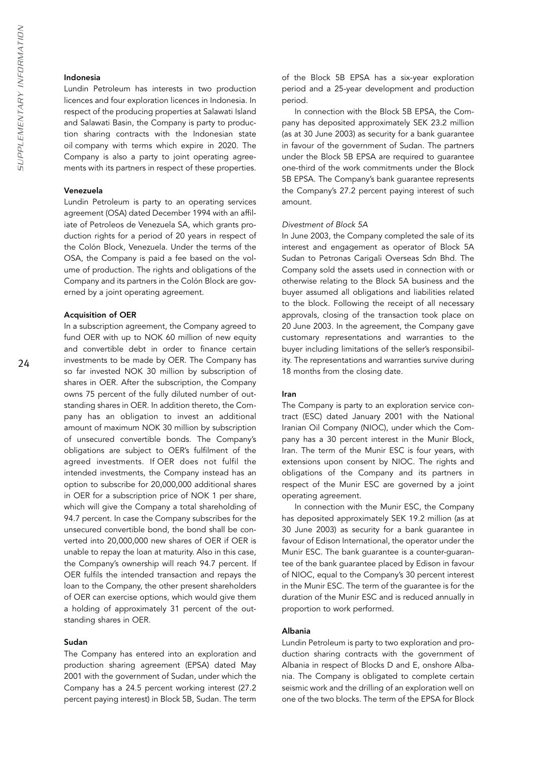#### Indonesia

Lundin Petroleum has interests in two production licences and four exploration licences in Indonesia. In respect of the producing properties at Salawati Island and Salawati Basin, the Company is party to production sharing contracts with the Indonesian state oil company with terms which expire in 2020. The Company is also a party to joint operating agreements with its partners in respect of these properties.

#### Venezuela

Lundin Petroleum is party to an operating services agreement (OSA) dated December 1994 with an affiliate of Petroleos de Venezuela SA, which grants production rights for a period of 20 years in respect of the Colón Block, Venezuela. Under the terms of the OSA, the Company is paid a fee based on the volume of production. The rights and obligations of the Company and its partners in the Colón Block are governed by a joint operating agreement.

#### Acquisition of OER

In a subscription agreement, the Company agreed to fund OER with up to NOK 60 million of new equity and convertible debt in order to finance certain investments to be made by OER. The Company has so far invested NOK 30 million by subscription of shares in OER. After the subscription, the Company owns 75 percent of the fully diluted number of outstanding shares in OER. In addition thereto, the Company has an obligation to invest an additional amount of maximum NOK 30 million by subscription of unsecured convertible bonds. The Company's obligations are subject to OER's fulfilment of the agreed investments. If OER does not fulfil the intended investments, the Company instead has an option to subscribe for 20,000,000 additional shares in OER for a subscription price of NOK 1 per share, which will give the Company a total shareholding of 94.7 percent. In case the Company subscribes for the unsecured convertible bond, the bond shall be converted into 20,000,000 new shares of OER if OER is unable to repay the loan at maturity. Also in this case, the Company's ownership will reach 94.7 percent. If OER fulfils the intended transaction and repays the loan to the Company, the other present shareholders of OER can exercise options, which would give them a holding of approximately 31 percent of the outstanding shares in OER.

#### Sudan

The Company has entered into an exploration and production sharing agreement (EPSA) dated May 2001 with the government of Sudan, under which the Company has a 24.5 percent working interest (27.2 percent paying interest) in Block 5B, Sudan. The term of the Block 5B EPSA has a six-year exploration period and a 25-year development and production period.

In connection with the Block 5B EPSA, the Company has deposited approximately SEK 23.2 million (as at 30 June 2003) as security for a bank guarantee in favour of the government of Sudan. The partners under the Block 5B EPSA are required to guarantee one-third of the work commitments under the Block 5B EPSA. The Company's bank guarantee represents the Company's 27.2 percent paying interest of such amount.

*Divestment of Block 5A*

In June 2003, the Company completed the sale of its interest and engagement as operator of Block 5A Sudan to Petronas Carigali Overseas Sdn Bhd. The Company sold the assets used in connection with or otherwise relating to the Block 5A business and the buyer assumed all obligations and liabilities related to the block. Following the receipt of all necessary approvals, closing of the transaction took place on 20 June 2003. In the agreement, the Company gave customary representations and warranties to the buyer including limitations of the seller's responsibility. The representations and warranties survive during 18 months from the closing date.

#### Iran

The Company is party to an exploration service contract (ESC) dated January 2001 with the National Iranian Oil Company (NIOC), under which the Company has a 30 percent interest in the Munir Block, Iran. The term of the Munir ESC is four years, with extensions upon consent by NIOC. The rights and obligations of the Company and its partners in respect of the Munir ESC are governed by a joint operating agreement.

In connection with the Munir ESC, the Company has deposited approximately SEK 19.2 million (as at 30 June 2003) as security for a bank guarantee in favour of Edison International, the operator under the Munir ESC. The bank guarantee is a counter-guarantee of the bank guarantee placed by Edison in favour of NIOC, equal to the Company's 30 percent interest in the Munir ESC. The term of the guarantee is for the duration of the Munir ESC and is reduced annually in proportion to work performed.

#### Albania

Lundin Petroleum is party to two exploration and production sharing contracts with the government of Albania in respect of Blocks D and E, onshore Albania. The Company is obligated to complete certain seismic work and the drilling of an exploration well on one of the two blocks. The term of the EPSA for Block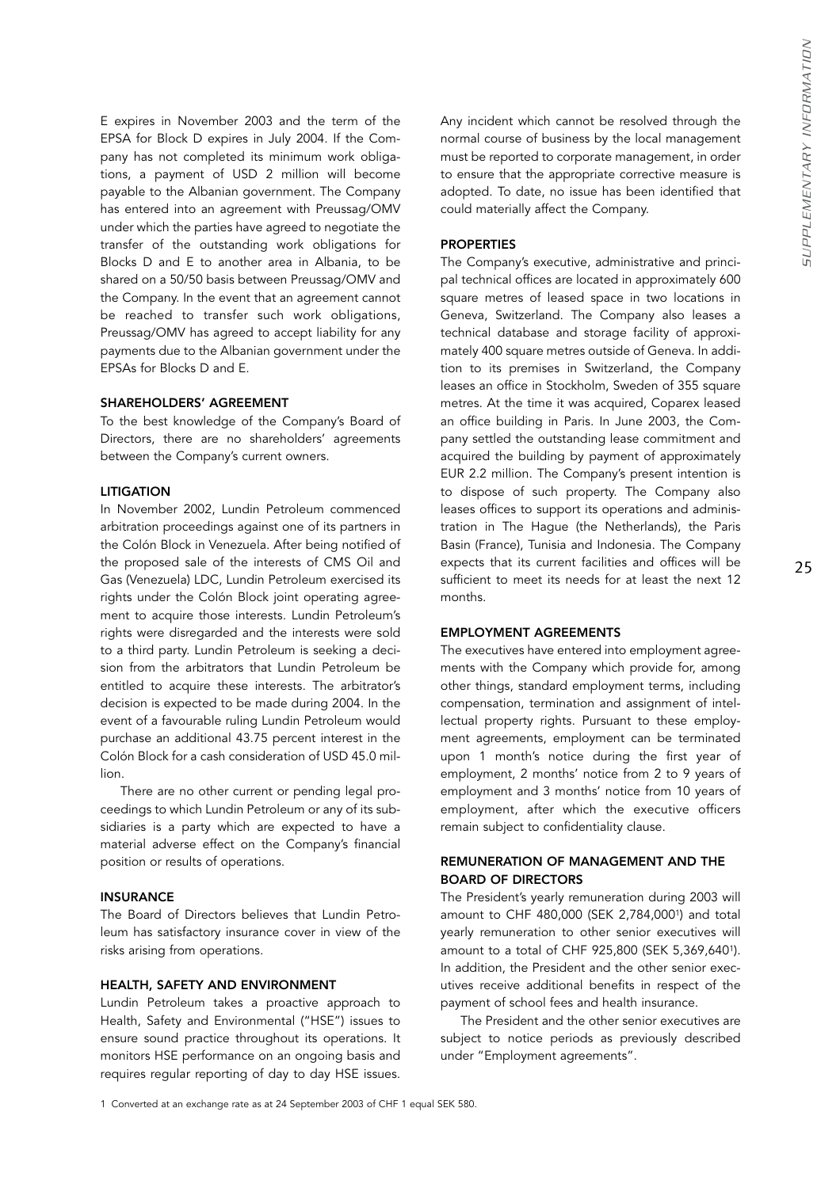E expires in November 2003 and the term of the EPSA for Block D expires in July 2004. If the Company has not completed its minimum work obligations, a payment of USD 2 million will become payable to the Albanian government. The Company has entered into an agreement with Preussag/OMV under which the parties have agreed to negotiate the transfer of the outstanding work obligations for Blocks D and E to another area in Albania, to be shared on a 50/50 basis between Preussag/OMV and the Company. In the event that an agreement cannot be reached to transfer such work obligations, Preussag/OMV has agreed to accept liability for any payments due to the Albanian government under the EPSAs for Blocks D and E.

#### SHAREHOLDERS' AGREEMENT

To the best knowledge of the Company's Board of Directors, there are no shareholders' agreements between the Company's current owners.

#### LITIGATION

In November 2002, Lundin Petroleum commenced arbitration proceedings against one of its partners in the Colón Block in Venezuela. After being notified of the proposed sale of the interests of CMS Oil and Gas (Venezuela) LDC, Lundin Petroleum exercised its rights under the Colón Block joint operating agreement to acquire those interests. Lundin Petroleum's rights were disregarded and the interests were sold to a third party. Lundin Petroleum is seeking a decision from the arbitrators that Lundin Petroleum be entitled to acquire these interests. The arbitrator's decision is expected to be made during 2004. In the event of a favourable ruling Lundin Petroleum would purchase an additional 43.75 percent interest in the Colón Block for a cash consideration of USD 45.0 million.

There are no other current or pending legal proceedings to which Lundin Petroleum or any of its subsidiaries is a party which are expected to have a material adverse effect on the Company's financial position or results of operations.

#### INSURANCE

The Board of Directors believes that Lundin Petroleum has satisfactory insurance cover in view of the risks arising from operations.

#### HEALTH, SAFETY AND ENVIRONMENT

Lundin Petroleum takes a proactive approach to Health, Safety and Environmental ("HSE") issues to ensure sound practice throughout its operations. It monitors HSE performance on an ongoing basis and requires regular reporting of day to day HSE issues. Any incident which cannot be resolved through the normal course of business by the local management must be reported to corporate management, in order to ensure that the appropriate corrective measure is adopted. To date, no issue has been identified that could materially affect the Company.

#### PROPERTIES

The Company's executive, administrative and principal technical offices are located in approximately 600 square metres of leased space in two locations in Geneva, Switzerland. The Company also leases a technical database and storage facility of approximately 400 square metres outside of Geneva. In addition to its premises in Switzerland, the Company leases an office in Stockholm, Sweden of 355 square metres. At the time it was acquired, Coparex leased an office building in Paris. In June 2003, the Company settled the outstanding lease commitment and acquired the building by payment of approximately EUR 2.2 million. The Company's present intention is to dispose of such property. The Company also leases offices to support its operations and administration in The Hague (the Netherlands), the Paris Basin (France), Tunisia and Indonesia. The Company expects that its current facilities and offices will be sufficient to meet its needs for at least the next 12 months.

#### EMPLOYMENT AGREEMENTS

The executives have entered into employment agreements with the Company which provide for, among other things, standard employment terms, including compensation, termination and assignment of intellectual property rights. Pursuant to these employment agreements, employment can be terminated upon 1 month's notice during the first year of employment, 2 months' notice from 2 to 9 years of employment and 3 months' notice from 10 years of employment, after which the executive officers remain subject to confidentiality clause.

#### REMUNERATION OF MANAGEMENT AND THE BOARD OF DIRECTORS

The President's yearly remuneration during 2003 will amount to CHF 480,000 (SEK 2,784,000[1]) and total yearly remuneration to other senior executives will amount to a total of CHF 925,800 (SEK 5,369,640[1]). In addition, the President and the other senior executives receive additional benefits in respect of the payment of school fees and health insurance.

The President and the other senior executives are subject to notice periods as previously described under "Employment agreements".

1 Converted at an exchange rate as at 24 September 2003 of CHF 1 equal SEK 580.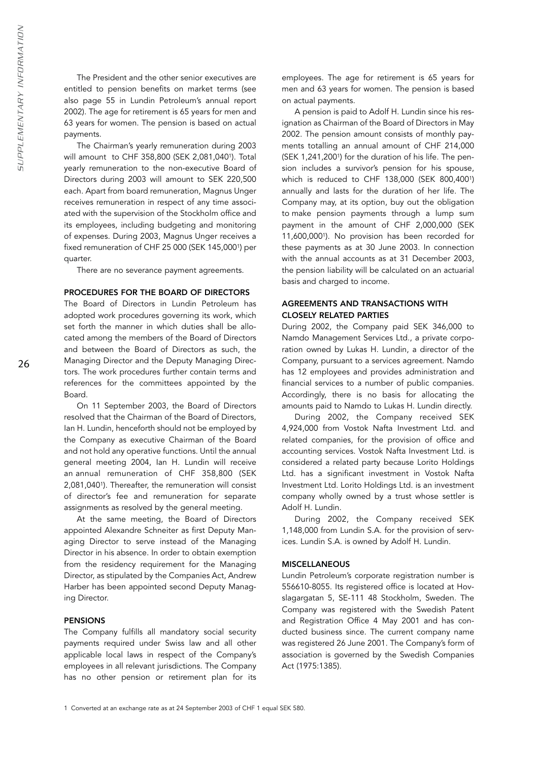The President and the other senior executives are entitled to pension benefits on market terms (see also page 55 in Lundin Petroleum's annual report 2002). The age for retirement is 65 years for men and 63 years for women. The pension is based on actual payments.

The Chairman's yearly remuneration during 2003 will amount to CHF 358,800 (SEK 2,081,040[1]). Total yearly remuneration to the non-executive Board of Directors during 2003 will amount to SEK 220,500 each. Apart from board remuneration, Magnus Unger receives remuneration in respect of any time associated with the supervision of the Stockholm office and its employees, including budgeting and monitoring of expenses. During 2003, Magnus Unger receives a fixed remuneration of CHF 25 000 (SEK 145,000[1]) per quarter.

There are no severance payment agreements.

## PROCEDURES FOR THE BOARD OF DIRECTORS

The Board of Directors in Lundin Petroleum has adopted work procedures governing its work, which set forth the manner in which duties shall be allocated among the members of the Board of Directors and between the Board of Directors as such, the Managing Director and the Deputy Managing Directors. The work procedures further contain terms and references for the committees appointed by the Board.

On 11 September 2003, the Board of Directors resolved that the Chairman of the Board of Directors, Ian H. Lundin, henceforth should not be employed by the Company as executive Chairman of the Board and not hold any operative functions. Until the annual general meeting 2004, Ian H. Lundin will receive an annual remuneration of CHF 358,800 (SEK 2,081,040[1]). Thereafter, the remuneration will consist of director's fee and remuneration for separate assignments as resolved by the general meeting.

At the same meeting, the Board of Directors appointed Alexandre Schneiter as first Deputy Managing Director to serve instead of the Managing Director in his absence. In order to obtain exemption from the residency requirement for the Managing Director, as stipulated by the Companies Act, Andrew Harber has been appointed second Deputy Managing Director.

## PENSIONS

The Company fulfills all mandatory social security payments required under Swiss law and all other applicable local laws in respect of the Company's employees in all relevant jurisdictions. The Company has no other pension or retirement plan for its employees. The age for retirement is 65 years for men and 63 years for women. The pension is based on actual payments.

A pension is paid to Adolf H. Lundin since his resignation as Chairman of the Board of Directors in May 2002. The pension amount consists of monthly payments totalling an annual amount of CHF 214,000 (SEK 1,241,200[1]) for the duration of his life. The pension includes a survivor's pension for his spouse, which is reduced to CHF 138,000 (SEK 800,400[1]) annually and lasts for the duration of her life. The Company may, at its option, buy out the obligation to make pension payments through a lump sum payment in the amount of CHF 2,000,000 (SEK 11,600,000[1]). No provision has been recorded for these payments as at 30 June 2003. In connection with the annual accounts as at 31 December 2003, the pension liability will be calculated on an actuarial basis and charged to income.

## AGREEMENTS AND TRANSACTIONS WITH CLOSELY RELATED PARTIES

During 2002, the Company paid SEK 346,000 to Namdo Management Services Ltd., a private corporation owned by Lukas H. Lundin, a director of the Company, pursuant to a services agreement. Namdo has 12 employees and provides administration and financial services to a number of public companies. Accordingly, there is no basis for allocating the amounts paid to Namdo to Lukas H. Lundin directly.

During 2002, the Company received SEK 4,924,000 from Vostok Nafta Investment Ltd. and related companies, for the provision of office and accounting services. Vostok Nafta Investment Ltd. is considered a related party because Lorito Holdings Ltd. has a significant investment in Vostok Nafta Investment Ltd. Lorito Holdings Ltd. is an investment company wholly owned by a trust whose settler is Adolf H. Lundin.

During 2002, the Company received SEK 1,148,000 from Lundin S.A. for the provision of services. Lundin S.A. is owned by Adolf H. Lundin.

## MISCELLANEOUS

Lundin Petroleum's corporate registration number is 556610-8055. Its registered office is located at Hovslagargatan 5, SE-111 48 Stockholm, Sweden. The Company was registered with the Swedish Patent and Registration Office 4 May 2001 and has conducted business since. The current company name was registered 26 June 2001. The Company's form of association is governed by the Swedish Companies Act (1975:1385).

[1] Converted at an exchange rate as at 24 September 2003 of CHF 1 equal SEK 580.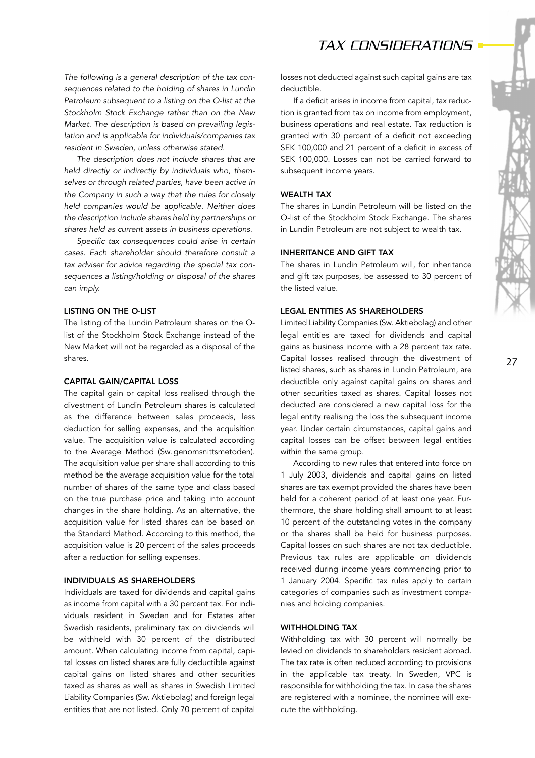# TAX CONSIDERATIONS

*The following is a general description of the tax consequences related to the holding of shares in Lundin Petroleum subsequent to a listing on the O-list at the Stockholm Stock Exchange rather than on the New Market. The description is based on prevailing legislation and is applicable for individuals/companies tax resident in Sweden, unless otherwise stated.*

*The description does not include shares that are held directly or indirectly by individuals who, themselves or through related parties, have been active in the Company in such a way that the rules for closely held companies would be applicable. Neither does the description include shares held by partnerships or shares held as current assets in business operations.*

*Specific tax consequences could arise in certain cases. Each shareholder should therefore consult a tax adviser for advice regarding the special tax consequences a listing/holding or disposal of the shares can imply.*

## LISTING ON THE O-LIST

The listing of the Lundin Petroleum shares on the O-list of the Stockholm Stock Exchange instead of the New Market will not be regarded as a disposal of the shares.

## CAPITAL GAIN/CAPITAL LOSS

The capital gain or capital loss realised through the divestment of Lundin Petroleum shares is calculated as the difference between sales proceeds, less deduction for selling expenses, and the acquisition value. The acquisition value is calculated according to the Average Method (Sw. genomsnittsmetoden). The acquisition value per share shall according to this method be the average acquisition value for the total number of shares of the same type and class based on the true purchase price and taking into account changes in the share holding. As an alternative, the acquisition value for listed shares can be based on the Standard Method. According to this method, the acquisition value is 20 percent of the sales proceeds after a reduction for selling expenses.

## INDIVIDUALS AS SHAREHOLDERS

Individuals are taxed for dividends and capital gains as income from capital with a 30 percent tax. For individuals resident in Sweden and for Estates after Swedish residents, preliminary tax on dividends will be withheld with 30 percent of the distributed amount. When calculating income from capital, capital losses on listed shares are fully deductible against capital gains on listed shares and other securities taxed as shares as well as shares in Swedish Limited Liability Companies (Sw. Aktiebolag) and foreign legal entities that are not listed. Only 70 percent of capital losses not deducted against such capital gains are tax deductible.

If a deficit arises in income from capital, tax reduction is granted from tax on income from employment, business operations and real estate. Tax reduction is granted with 30 percent of a deficit not exceeding SEK 100,000 and 21 percent of a deficit in excess of SEK 100,000. Losses can not be carried forward to subsequent income years.

## WEALTH TAX

The shares in Lundin Petroleum will be listed on the O-list of the Stockholm Stock Exchange. The shares in Lundin Petroleum are not subject to wealth tax.

## INHERITANCE AND GIFT TAX

The shares in Lundin Petroleum will, for inheritance and gift tax purposes, be assessed to 30 percent of the listed value.

## LEGAL ENTITIES AS SHAREHOLDERS

Limited Liability Companies (Sw. Aktiebolag) and other legal entities are taxed for dividends and capital gains as business income with a 28 percent tax rate. Capital losses realised through the divestment of listed shares, such as shares in Lundin Petroleum, are deductible only against capital gains on shares and other securities taxed as shares. Capital losses not deducted are considered a new capital loss for the legal entity realising the loss the subsequent income year. Under certain circumstances, capital gains and capital losses can be offset between legal entities within the same group.

According to new rules that entered into force on 1 July 2003, dividends and capital gains on listed shares are tax exempt provided the shares have been held for a coherent period of at least one year. Furthermore, the share holding shall amount to at least 10 percent of the outstanding votes in the company or the shares shall be held for business purposes. Capital losses on such shares are not tax deductible. Previous tax rules are applicable on dividends received during income years commencing prior to 1 January 2004. Specific tax rules apply to certain categories of companies such as investment companies and holding companies.

## WITHHOLDING TAX

Withholding tax with 30 percent will normally be levied on dividends to shareholders resident abroad. The tax rate is often reduced according to provisions in the applicable tax treaty. In Sweden, VPC is responsible for withholding the tax. In case the shares are registered with a nominee, the nominee will execute the withholding.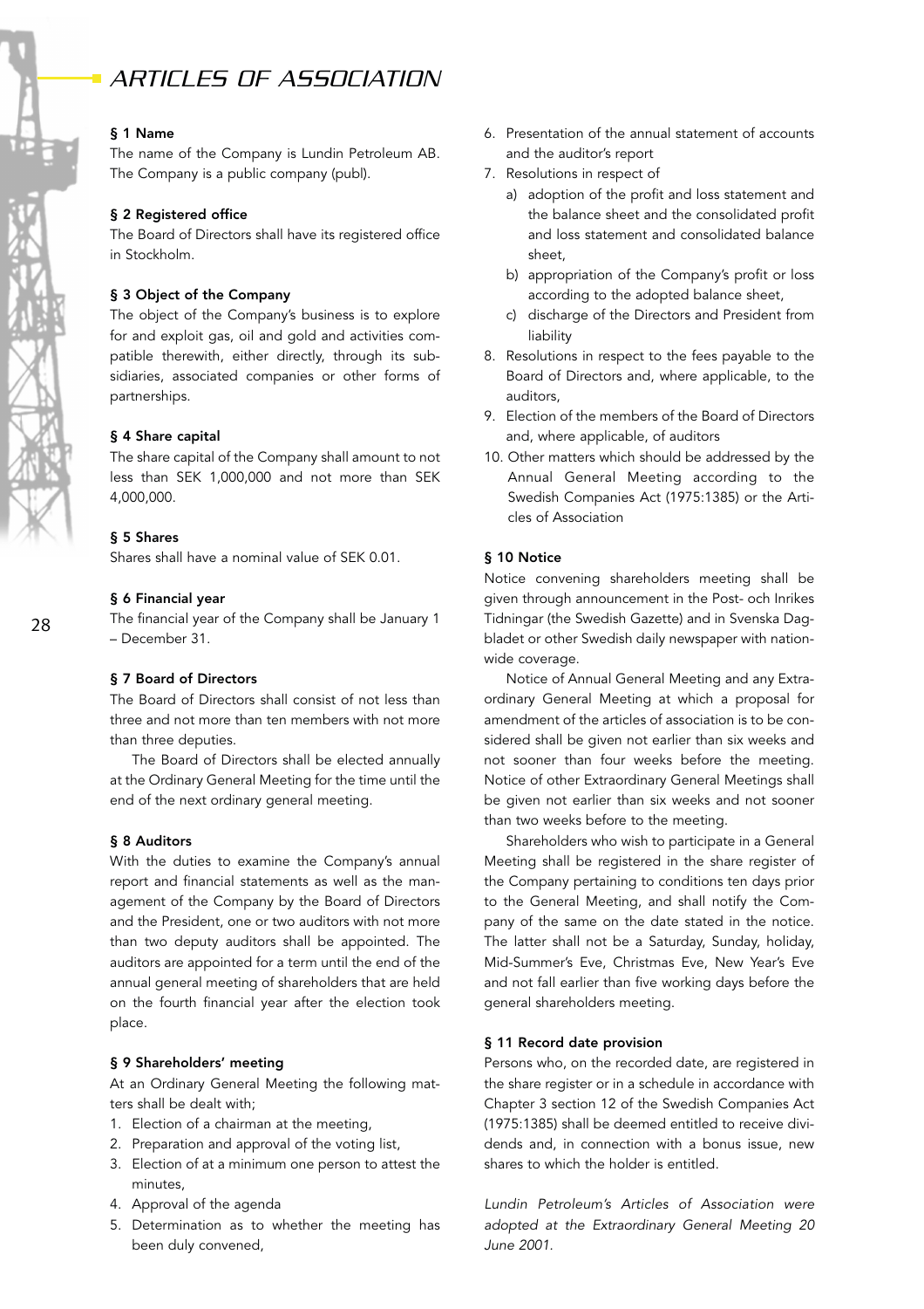# ARTICLES OF ASSOCIATION

**§ 1 Name**

The name of the Company is Lundin Petroleum AB. The Company is a public company (publ).

**§ 2 Registered office**

The Board of Directors shall have its registered office in Stockholm.

**§ 3 Object of the Company**

The object of the Company's business is to explore for and exploit gas, oil and gold and activities compatible therewith, either directly, through its subsidiaries, associated companies or other forms of partnerships.

**§ 4 Share capital**

The share capital of the Company shall amount to not less than SEK 1,000,000 and not more than SEK 4,000,000.

**§ 5 Shares**

Shares shall have a nominal value of SEK 0.01.

**§ 6 Financial year**

The financial year of the Company shall be January 1 – December 31.

**§ 7 Board of Directors**

The Board of Directors shall consist of not less than three and not more than ten members with not more than three deputies.

The Board of Directors shall be elected annually at the Ordinary General Meeting for the time until the end of the next ordinary general meeting.

**§ 8 Auditors**

With the duties to examine the Company's annual report and financial statements as well as the management of the Company by the Board of Directors and the President, one or two auditors with not more than two deputy auditors shall be appointed. The auditors are appointed for a term until the end of the annual general meeting of shareholders that are held on the fourth financial year after the election took place.

**§ 9 Shareholders' meeting**

At an Ordinary General Meeting the following matters shall be dealt with;

1. Election of a chairman at the meeting,
2. Preparation and approval of the voting list,
3. Election of at a minimum one person to attest the minutes,
4. Approval of the agenda
5. Determination as to whether the meeting has been duly convened,
6. Presentation of the annual statement of accounts and the auditor's report
7. Resolutions in respect of
   a) adoption of the profit and loss statement and the balance sheet and the consolidated profit and loss statement and consolidated balance sheet,
   b) appropriation of the Company's profit or loss according to the adopted balance sheet,
   c) discharge of the Directors and President from liability
8. Resolutions in respect to the fees payable to the Board of Directors and, where applicable, to the auditors,
9. Election of the members of the Board of Directors and, where applicable, of auditors
10. Other matters which should be addressed by the Annual General Meeting according to the Swedish Companies Act (1975:1385) or the Articles of Association

**§ 10 Notice**

Notice convening shareholders meeting shall be given through announcement in the Post- och Inrikes Tidningar (the Swedish Gazette) and in Svenska Dagbladet or other Swedish daily newspaper with nationwide coverage.

Notice of Annual General Meeting and any Extraordinary General Meeting at which a proposal for amendment of the articles of association is to be considered shall be given not earlier than six weeks and not sooner than four weeks before the meeting. Notice of other Extraordinary General Meetings shall be given not earlier than six weeks and not sooner than two weeks before to the meeting.

Shareholders who wish to participate in a General Meeting shall be registered in the share register of the Company pertaining to conditions ten days prior to the General Meeting, and shall notify the Company of the same on the date stated in the notice. The latter shall not be a Saturday, Sunday, holiday, Mid-Summer's Eve, Christmas Eve, New Year's Eve and not fall earlier than five working days before the general shareholders meeting.

**§ 11 Record date provision**

Persons who, on the recorded date, are registered in the share register or in a schedule in accordance with Chapter 3 section 12 of the Swedish Companies Act (1975:1385) shall be deemed entitled to receive dividends and, in connection with a bonus issue, new shares to which the holder is entitled.

*Lundin Petroleum's Articles of Association were adopted at the Extraordinary General Meeting 20 June 2001.*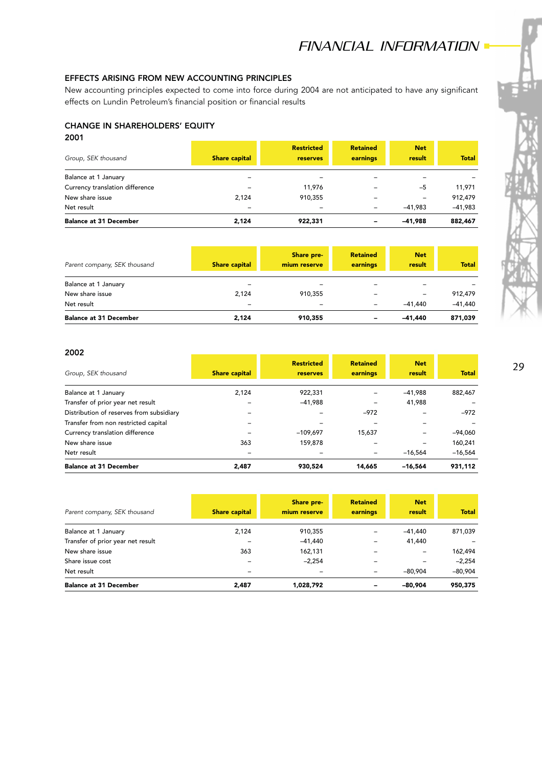## EFFECTS ARISING FROM NEW ACCOUNTING PRINCIPLES

New accounting principles expected to come into force during 2004 are not anticipated to have any significant effects on Lundin Petroleum's financial position or financial results

## CHANGE IN SHAREHOLDERS' EQUITY

### 2001

| *Group, SEK thousand* | Share capital | Restricted reserves | Retained earnings | Net result | Total |
|---|---|---|---|---|---|
| Balance at 1 January | – | – | – | – | – |
| Currency translation difference | – | 11,976 | – | –5 | 11,971 |
| New share issue | 2,124 | 910,355 | – | – | 912,479 |
| Net result | – | – | – | –41,983 | –41,983 |
| **Balance at 31 December** | **2,124** | **922,331** | **–** | **–41,988** | **882,467** |

| *Parent company, SEK thousand* | Share capital | Share premium reserve | Retained earnings | Net result | Total |
|---|---|---|---|---|---|
| Balance at 1 January | – | – | – | – | – |
| New share issue | 2,124 | 910,355 | – | – | 912,479 |
| Net result | – | – | – | –41,440 | –41,440 |
| **Balance at 31 December** | **2,124** | **910,355** | **–** | **–41,440** | **871,039** |

### 2002

| *Group, SEK thousand* | Share capital | Restricted reserves | Retained earnings | Net result | Total |
|---|---|---|---|---|---|
| Balance at 1 January | 2,124 | 922,331 | – | –41,988 | 882,467 |
| Transfer of prior year net result | – | –41,988 | – | 41,988 | – |
| Distribution of reserves from subsidiary | – | – | –972 | – | –972 |
| Transfer from non restricted capital | – | – | – | – | – |
| Currency translation difference | – | –109,697 | 15,637 | – | –94,060 |
| New share issue | 363 | 159,878 | – | – | 160,241 |
| Netr result | – | – | – | –16,564 | –16,564 |
| **Balance at 31 December** | **2,487** | **930,524** | **14,665** | **–16,564** | **931,112** |

| *Parent company, SEK thousand* | Share capital | Share premium reserve | Retained earnings | Net result | Total |
|---|---|---|---|---|---|
| Balance at 1 January | 2,124 | 910,355 | – | –41,440 | 871,039 |
| Transfer of prior year net result | – | –41,440 | – | 41,440 | – |
| New share issue | 363 | 162,131 | – | – | 162,494 |
| Share issue cost | – | –2,254 | – | – | –2,254 |
| Net result | – | – | – | –80,904 | –80,904 |
| **Balance at 31 December** | **2,487** | **1,028,792** | **–** | **–80,904** | **950,375** |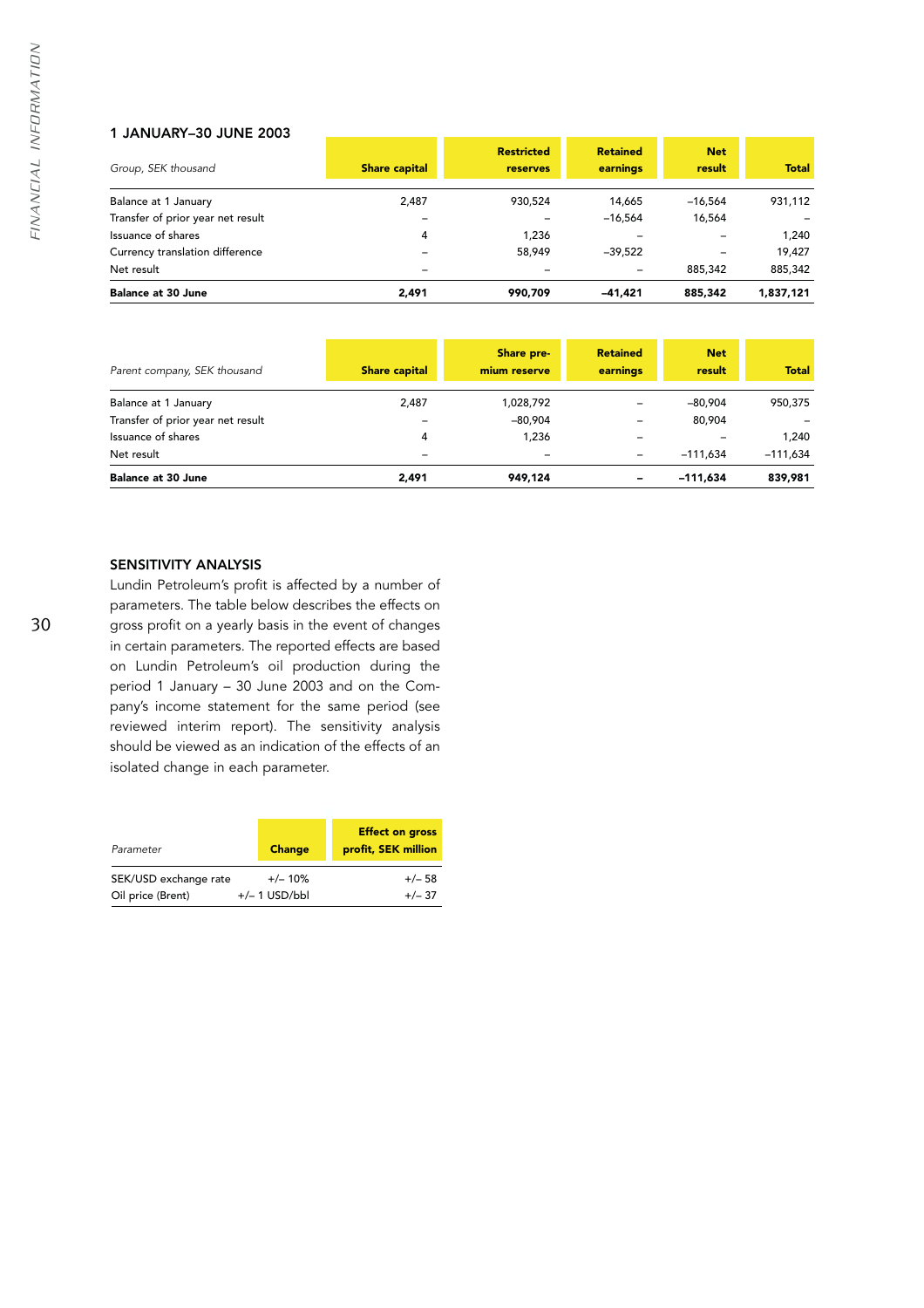### 1 JANUARY–30 JUNE 2003

| *Group, SEK thousand* | Share capital | Restricted reserves | Retained earnings | Net result | Total |
|---|---|---|---|---|---|
| Balance at 1 January | 2,487 | 930,524 | 14,665 | –16,564 | 931,112 |
| Transfer of prior year net result | – | – | –16,564 | 16,564 | – |
| Issuance of shares | 4 | 1,236 | – | – | 1,240 |
| Currency translation difference | – | 58,949 | –39,522 | – | 19,427 |
| Net result | – | – | – | 885,342 | 885,342 |
| **Balance at 30 June** | **2,491** | **990,709** | **–41,421** | **885,342** | **1,837,121** |

| *Parent company, SEK thousand* | Share capital | Share premium reserve | Retained earnings | Net result | Total |
|---|---|---|---|---|---|
| Balance at 1 January | 2,487 | 1,028,792 | – | –80,904 | 950,375 |
| Transfer of prior year net result | – | –80,904 | – | 80,904 | – |
| Issuance of shares | 4 | 1,236 | – | – | 1,240 |
| Net result | – | – | – | –111,634 | –111,634 |
| **Balance at 30 June** | **2,491** | **949,124** | **–** | **–111,634** | **839,981** |

### SENSITIVITY ANALYSIS

Lundin Petroleum's profit is affected by a number of parameters. The table below describes the effects on gross profit on a yearly basis in the event of changes in certain parameters. The reported effects are based on Lundin Petroleum's oil production during the period 1 January – 30 June 2003 and on the Company's income statement for the same period (see reviewed interim report). The sensitivity analysis should be viewed as an indication of the effects of an isolated change in each parameter.

| *Parameter* | Change | Effect on gross profit, SEK million |
|---|---|---|
| SEK/USD exchange rate | +/– 10% | +/– 58 |
| Oil price (Brent) | +/– 1 USD/bbl | +/– 37 |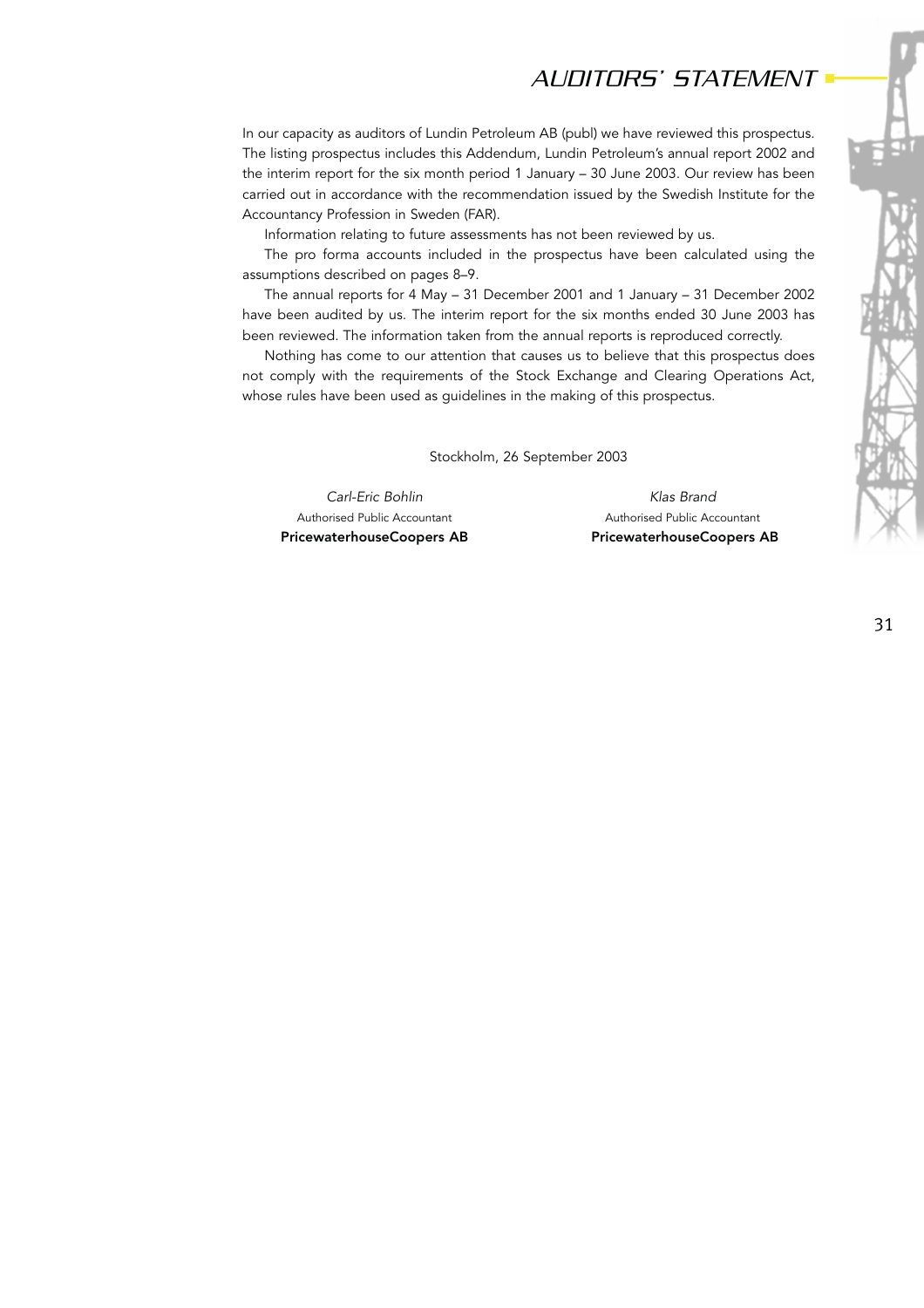# AUDITORS' STATEMENT

In our capacity as auditors of Lundin Petroleum AB (publ) we have reviewed this prospectus. The listing prospectus includes this Addendum, Lundin Petroleum's annual report 2002 and the interim report for the six month period 1 January – 30 June 2003. Our review has been carried out in accordance with the recommendation issued by the Swedish Institute for the Accountancy Profession in Sweden (FAR).

Information relating to future assessments has not been reviewed by us.

The pro forma accounts included in the prospectus have been calculated using the assumptions described on pages 8–9.

The annual reports for 4 May – 31 December 2001 and 1 January – 31 December 2002 have been audited by us. The interim report for the six months ended 30 June 2003 has been reviewed. The information taken from the annual reports is reproduced correctly.

Nothing has come to our attention that causes us to believe that this prospectus does not comply with the requirements of the Stock Exchange and Clearing Operations Act, whose rules have been used as guidelines in the making of this prospectus.

Stockholm, 26 September 2003

*Carl-Eric Bohlin*
Authorised Public Accountant
**PricewaterhouseCoopers AB**

*Klas Brand*
Authorised Public Accountant
**PricewaterhouseCoopers AB**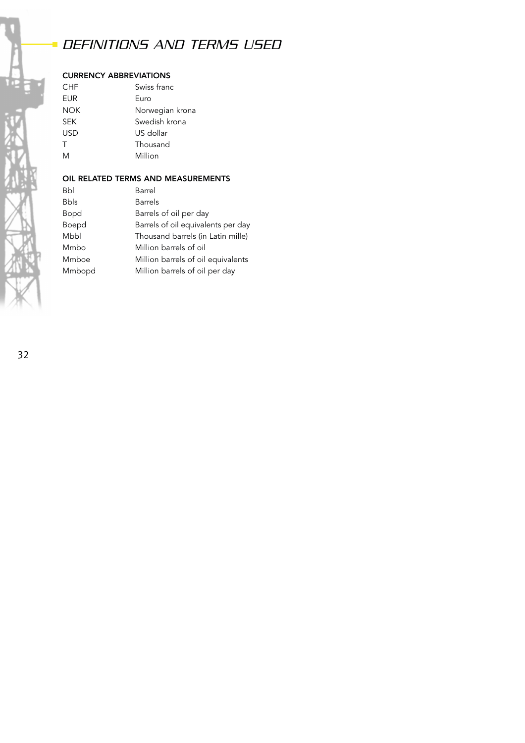# DEFINITIONS AND TERMS USED

### CURRENCY ABBREVIATIONS

| | |
|---|---|
| CHF | Swiss franc |
| EUR | Euro |
| NOK | Norwegian krona |
| SEK | Swedish krona |
| USD | US dollar |
| T | Thousand |
| M | Million |

### OIL RELATED TERMS AND MEASUREMENTS

| | |
|---|---|
| Bbl | Barrel |
| Bbls | Barrels |
| Bopd | Barrels of oil per day |
| Boepd | Barrels of oil equivalents per day |
| Mbbl | Thousand barrels (in Latin mille) |
| Mmbo | Million barrels of oil |
| Mmboe | Million barrels of oil equivalents |
| Mmbopd | Million barrels of oil per day |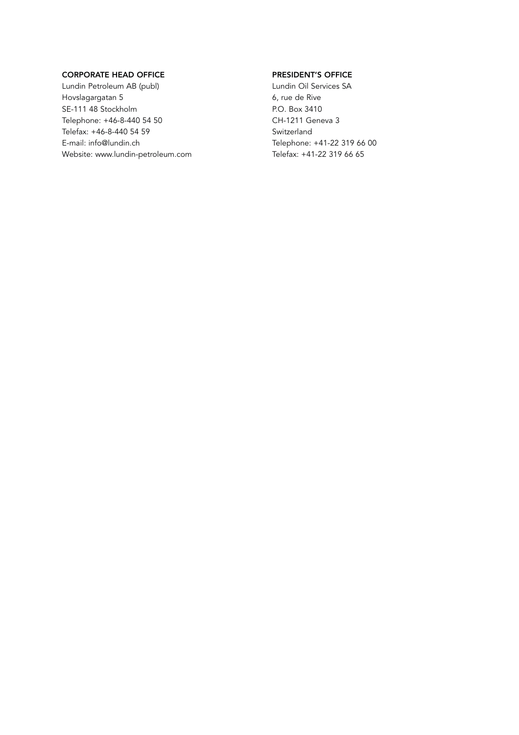**CORPORATE HEAD OFFICE**

Lundin Petroleum AB (publ)
Hovslagargatan 5
SE-111 48 Stockholm
Telephone: +46-8-440 54 50
Telefax: +46-8-440 54 59
E-mail: info@lundin.ch
Website: www.lundin-petroleum.com

**PRESIDENT'S OFFICE**

Lundin Oil Services SA
6, rue de Rive
P.O. Box 3410
CH-1211 Geneva 3
Switzerland
Telephone: +41-22 319 66 00
Telefax: +41-22 319 66 65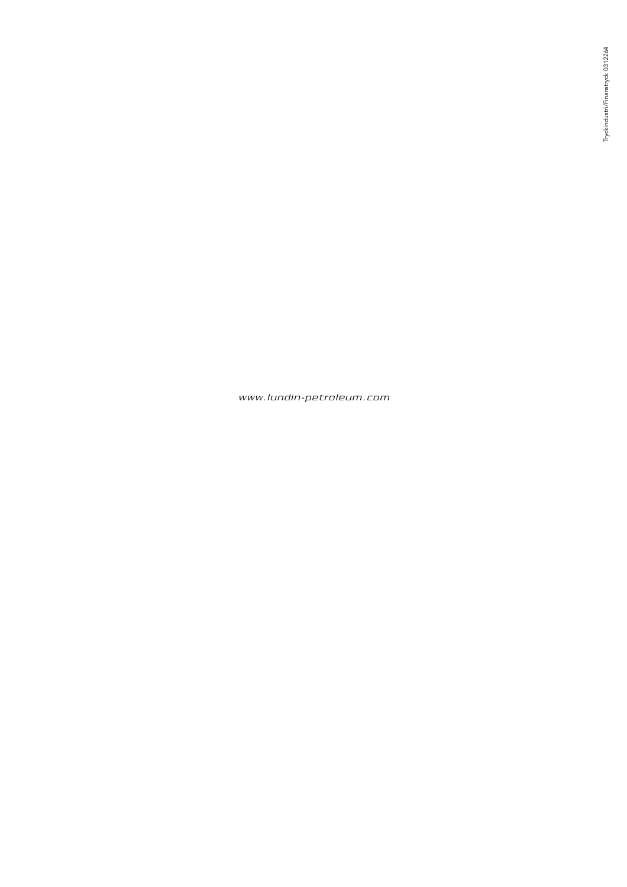Tryckindustri/Finanstryck 0312264

www.lundin-petroleum.com